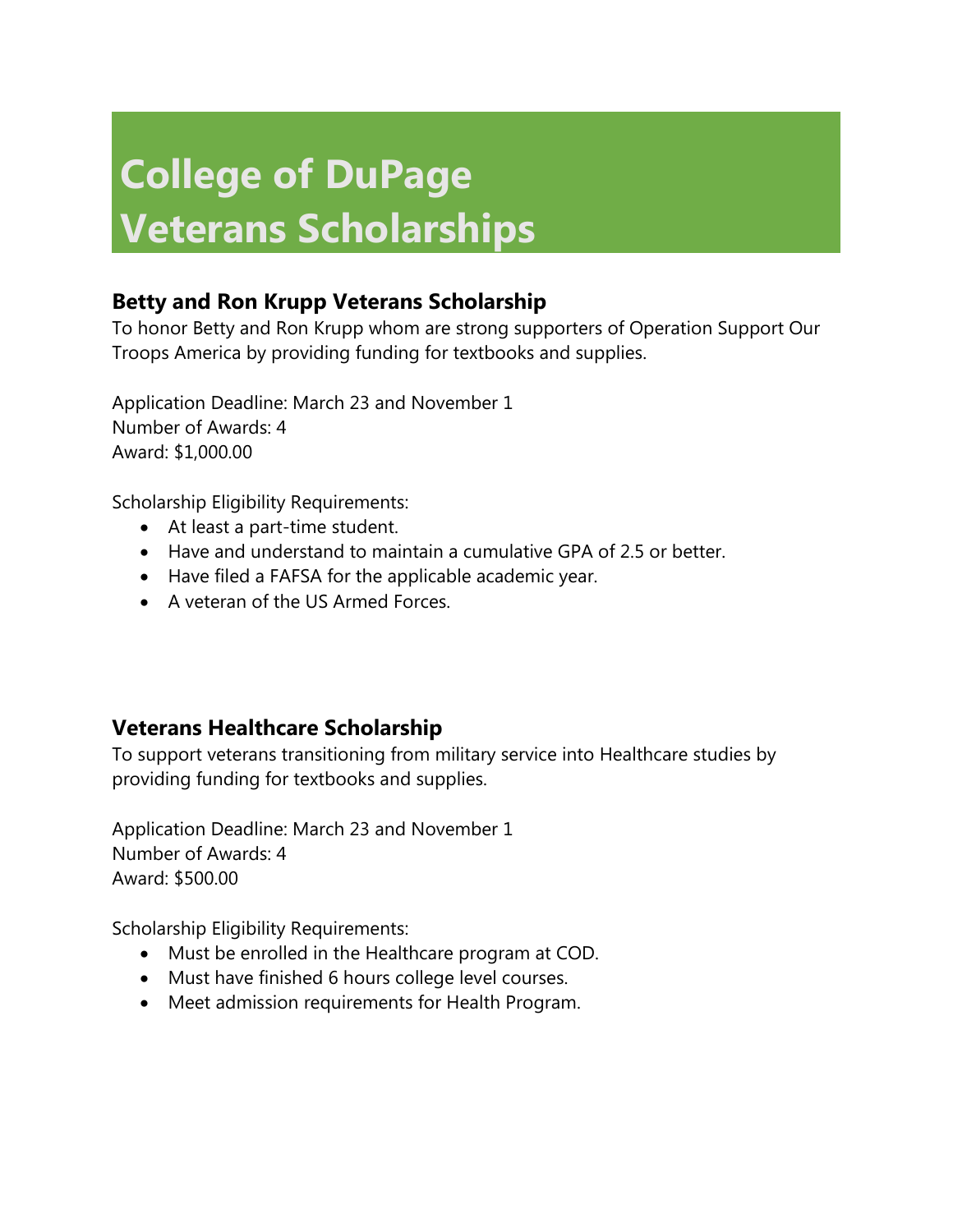# College of DuPage Veterans Scholarships

## Betty and Ron Krupp Veterans Scholarship

To honor Betty and Ron Krupp whom are strong supporters of Operation Support Our Troops America by providing funding for textbooks and supplies.

Application Deadline: March 23 and November 1
Number of Awards: 4
Award: $1,000.00

Scholarship Eligibility Requirements:

- At least a part-time student.
- Have and understand to maintain a cumulative GPA of 2.5 or better.
- Have filed a FAFSA for the applicable academic year.
- A veteran of the US Armed Forces.

## Veterans Healthcare Scholarship

To support veterans transitioning from military service into Healthcare studies by providing funding for textbooks and supplies.

Application Deadline: March 23 and November 1
Number of Awards: 4
Award: $500.00

Scholarship Eligibility Requirements:

- Must be enrolled in the Healthcare program at COD.
- Must have finished 6 hours college level courses.
- Meet admission requirements for Health Program.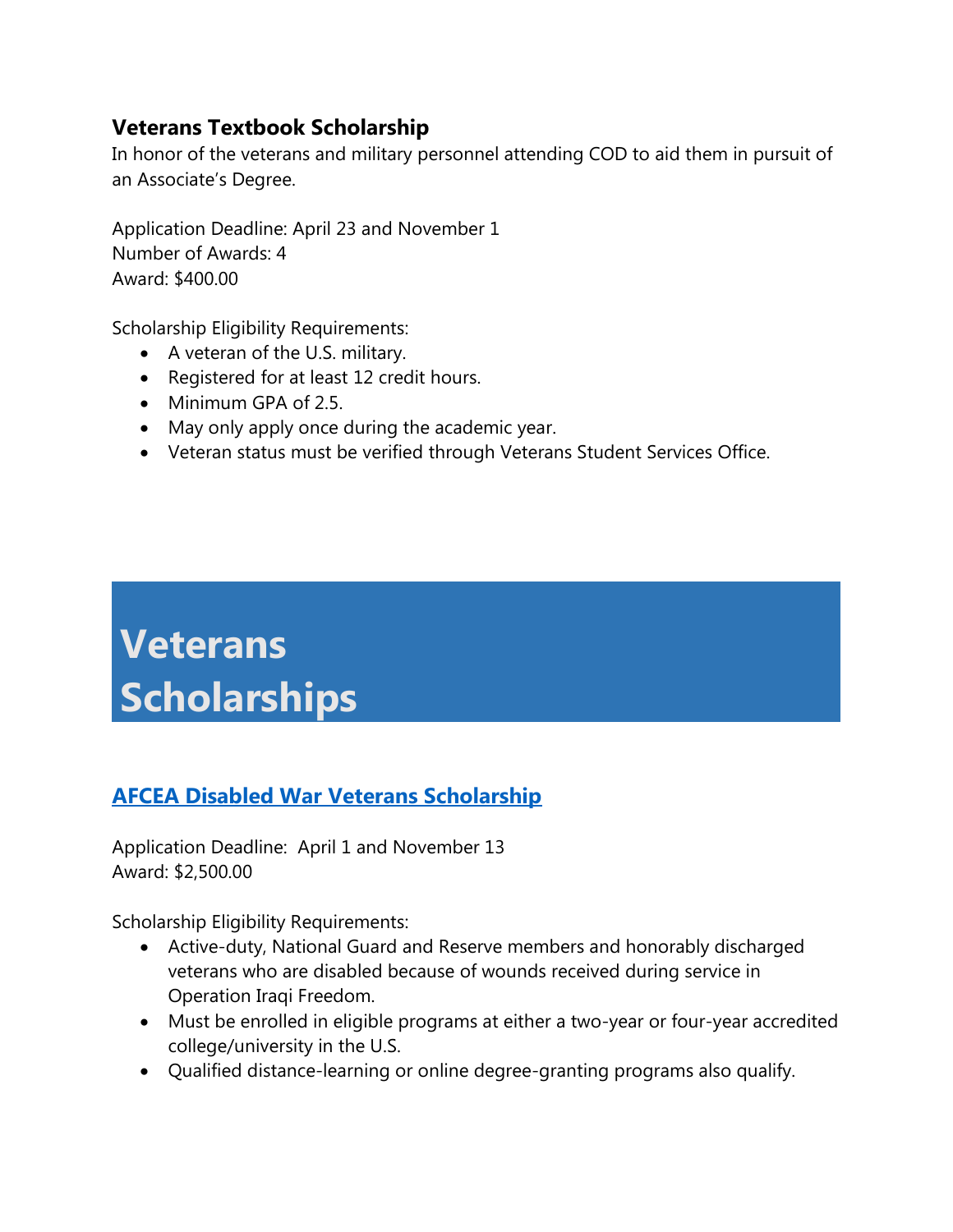### Veterans Textbook Scholarship

In honor of the veterans and military personnel attending COD to aid them in pursuit of an Associate's Degree.

Application Deadline: April 23 and November 1
Number of Awards: 4
Award: $400.00

Scholarship Eligibility Requirements:

- A veteran of the U.S. military.
- Registered for at least 12 credit hours.
- Minimum GPA of 2.5.
- May only apply once during the academic year.
- Veteran status must be verified through Veterans Student Services Office.

# Veterans Scholarships

### AFCEA Disabled War Veterans Scholarship

Application Deadline: April 1 and November 13
Award: $2,500.00

Scholarship Eligibility Requirements:

- Active-duty, National Guard and Reserve members and honorably discharged veterans who are disabled because of wounds received during service in Operation Iraqi Freedom.
- Must be enrolled in eligible programs at either a two-year or four-year accredited college/university in the U.S.
- Qualified distance-learning or online degree-granting programs also qualify.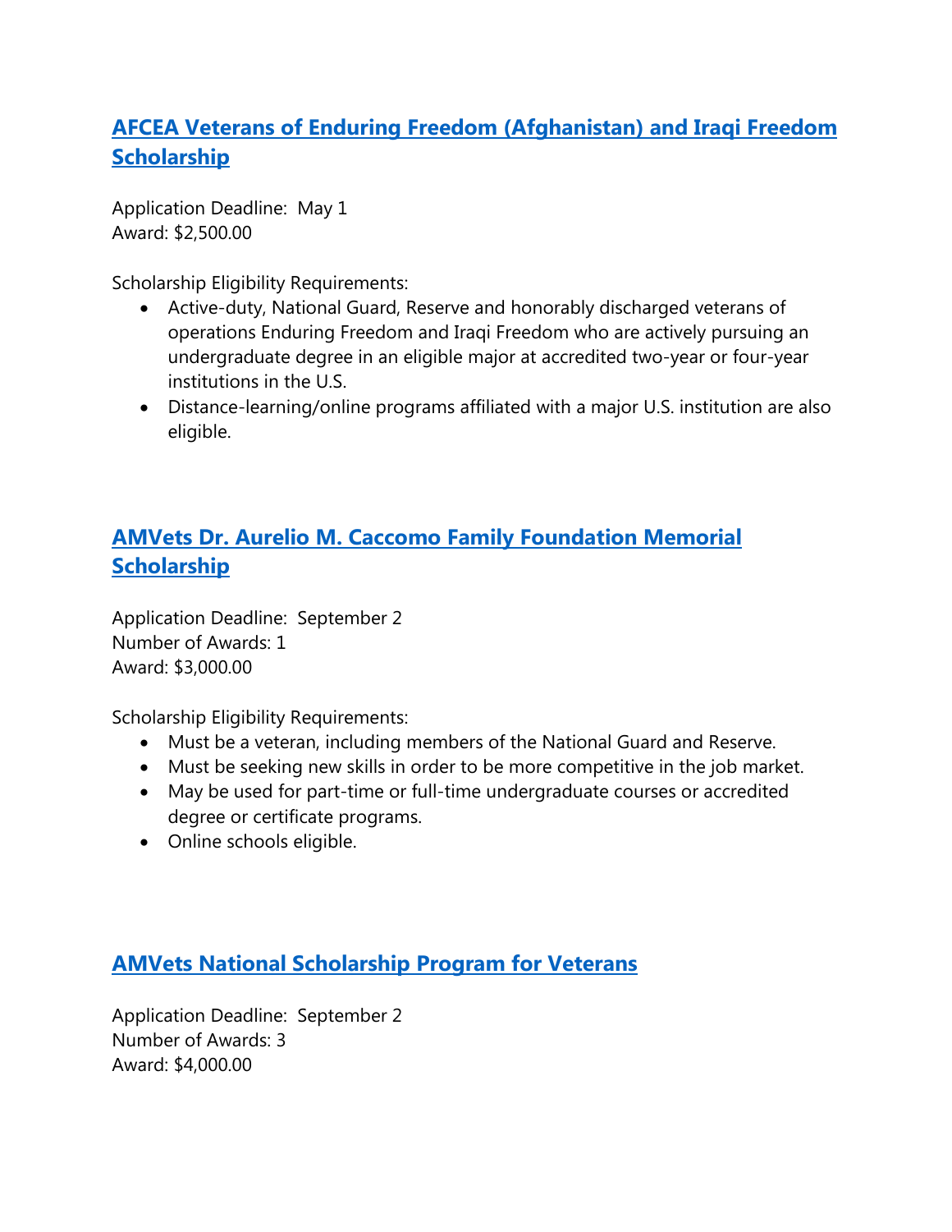## [AFCEA Veterans of Enduring Freedom (Afghanistan) and Iraqi Freedom Scholarship]

Application Deadline: May 1
Award: $2,500.00

Scholarship Eligibility Requirements:

- Active-duty, National Guard, Reserve and honorably discharged veterans of operations Enduring Freedom and Iraqi Freedom who are actively pursuing an undergraduate degree in an eligible major at accredited two-year or four-year institutions in the U.S.
- Distance-learning/online programs affiliated with a major U.S. institution are also eligible.

## [AMVets Dr. Aurelio M. Caccomo Family Foundation Memorial Scholarship]

Application Deadline: September 2
Number of Awards: 1
Award: $3,000.00

Scholarship Eligibility Requirements:

- Must be a veteran, including members of the National Guard and Reserve.
- Must be seeking new skills in order to be more competitive in the job market.
- May be used for part-time or full-time undergraduate courses or accredited degree or certificate programs.
- Online schools eligible.

## [AMVets National Scholarship Program for Veterans]

Application Deadline: September 2
Number of Awards: 3
Award: $4,000.00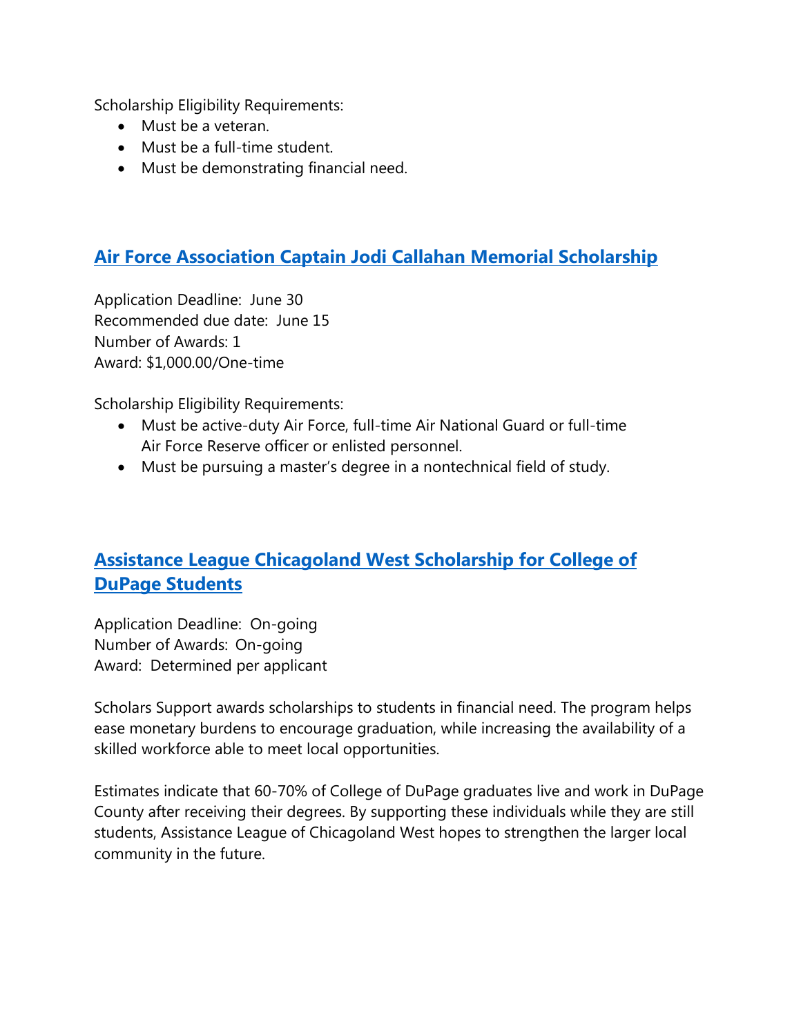Scholarship Eligibility Requirements:

- Must be a veteran.
- Must be a full-time student.
- Must be demonstrating financial need.

## Air Force Association Captain Jodi Callahan Memorial Scholarship

Application Deadline: June 30
Recommended due date: June 15
Number of Awards: 1
Award: $1,000.00/One-time

Scholarship Eligibility Requirements:

- Must be active-duty Air Force, full-time Air National Guard or full-time Air Force Reserve officer or enlisted personnel.
- Must be pursuing a master's degree in a nontechnical field of study.

## Assistance League Chicagoland West Scholarship for College of DuPage Students

Application Deadline: On-going
Number of Awards: On-going
Award: Determined per applicant

Scholars Support awards scholarships to students in financial need. The program helps ease monetary burdens to encourage graduation, while increasing the availability of a skilled workforce able to meet local opportunities.

Estimates indicate that 60-70% of College of DuPage graduates live and work in DuPage County after receiving their degrees. By supporting these individuals while they are still students, Assistance League of Chicagoland West hopes to strengthen the larger local community in the future.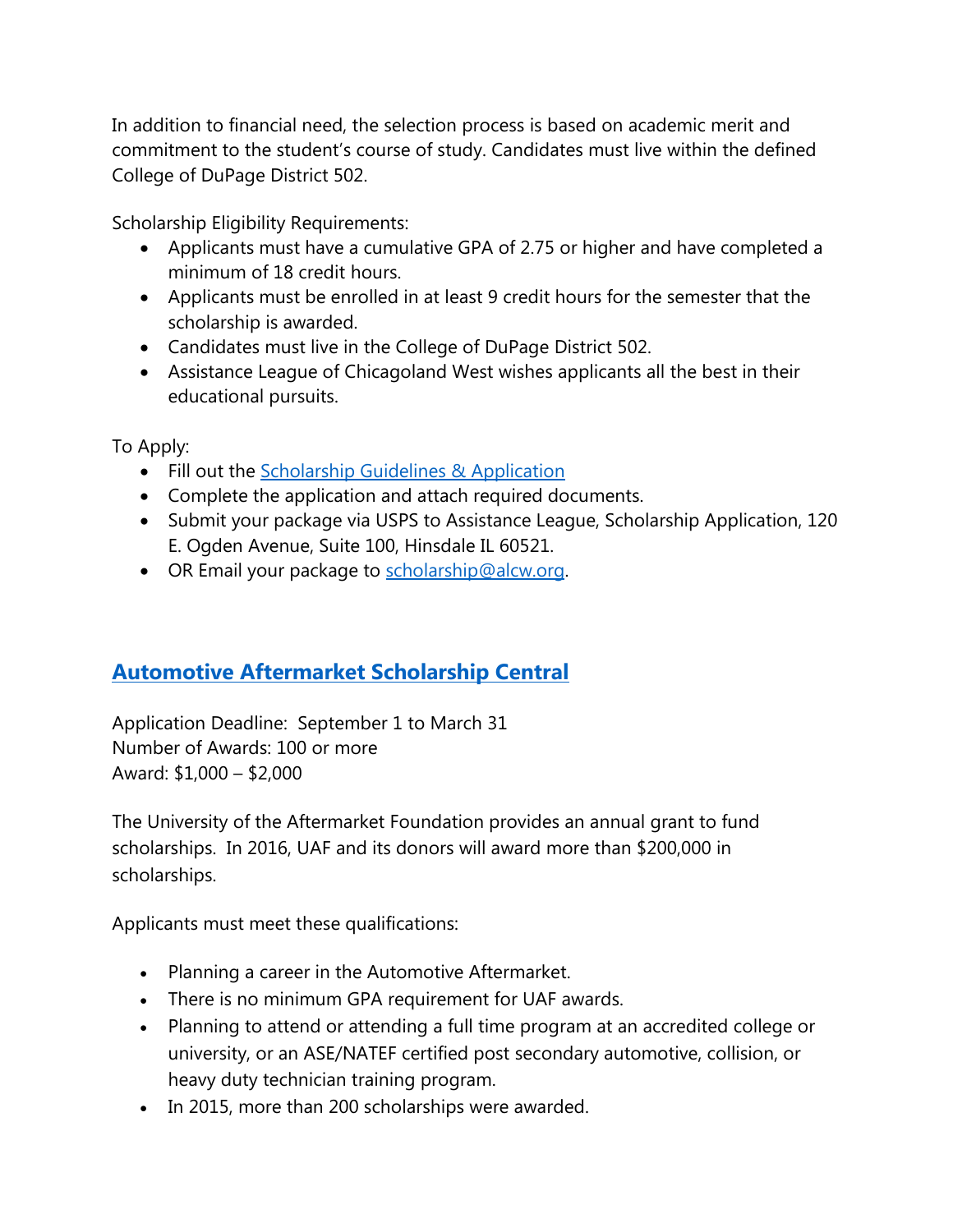In addition to financial need, the selection process is based on academic merit and commitment to the student's course of study. Candidates must live within the defined College of DuPage District 502.

Scholarship Eligibility Requirements:

- Applicants must have a cumulative GPA of 2.75 or higher and have completed a minimum of 18 credit hours.
- Applicants must be enrolled in at least 9 credit hours for the semester that the scholarship is awarded.
- Candidates must live in the College of DuPage District 502.
- Assistance League of Chicagoland West wishes applicants all the best in their educational pursuits.

To Apply:

- Fill out the [Scholarship Guidelines & Application]
- Complete the application and attach required documents.
- Submit your package via USPS to Assistance League, Scholarship Application, 120 E. Ogden Avenue, Suite 100, Hinsdale IL 60521.
- OR Email your package to scholarship@alcw.org.

## Automotive Aftermarket Scholarship Central

Application Deadline: September 1 to March 31
Number of Awards: 100 or more
Award: $1,000 – $2,000

The University of the Aftermarket Foundation provides an annual grant to fund scholarships. In 2016, UAF and its donors will award more than $200,000 in scholarships.

Applicants must meet these qualifications:

- Planning a career in the Automotive Aftermarket.
- There is no minimum GPA requirement for UAF awards.
- Planning to attend or attending a full time program at an accredited college or university, or an ASE/NATEF certified post secondary automotive, collision, or heavy duty technician training program.
- In 2015, more than 200 scholarships were awarded.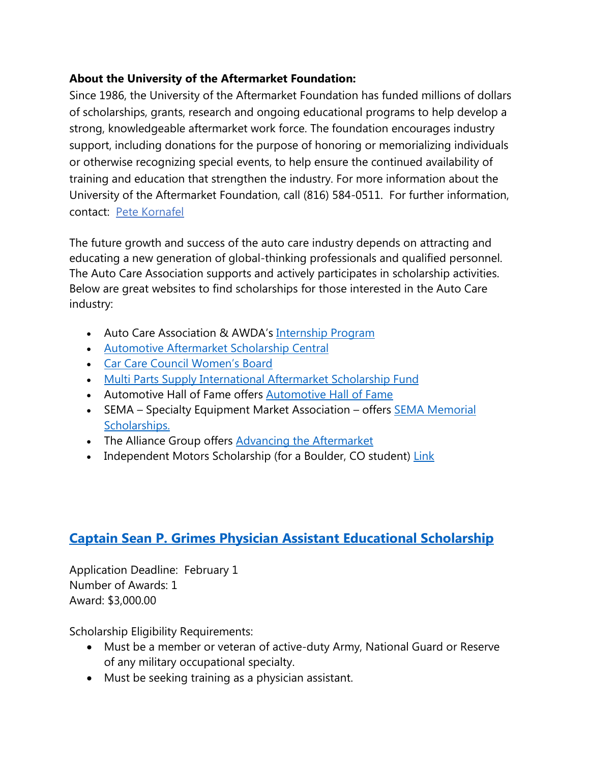**About the University of the Aftermarket Foundation:**
Since 1986, the University of the Aftermarket Foundation has funded millions of dollars of scholarships, grants, research and ongoing educational programs to help develop a strong, knowledgeable aftermarket work force. The foundation encourages industry support, including donations for the purpose of honoring or memorializing individuals or otherwise recognizing special events, to help ensure the continued availability of training and education that strengthen the industry. For more information about the University of the Aftermarket Foundation, call (816) 584-0511. For further information, contact: Pete Kornafel

The future growth and success of the auto care industry depends on attracting and educating a new generation of global-thinking professionals and qualified personnel. The Auto Care Association supports and actively participates in scholarship activities. Below are great websites to find scholarships for those interested in the Auto Care industry:

- Auto Care Association & AWDA's Internship Program
- Automotive Aftermarket Scholarship Central
- Car Care Council Women's Board
- Multi Parts Supply International Aftermarket Scholarship Fund
- Automotive Hall of Fame offers Automotive Hall of Fame
- SEMA – Specialty Equipment Market Association – offers SEMA Memorial Scholarships.
- The Alliance Group offers Advancing the Aftermarket
- Independent Motors Scholarship (for a Boulder, CO student) Link

## Captain Sean P. Grimes Physician Assistant Educational Scholarship

Application Deadline: February 1
Number of Awards: 1
Award: $3,000.00

Scholarship Eligibility Requirements:

- Must be a member or veteran of active-duty Army, National Guard or Reserve of any military occupational specialty.
- Must be seeking training as a physician assistant.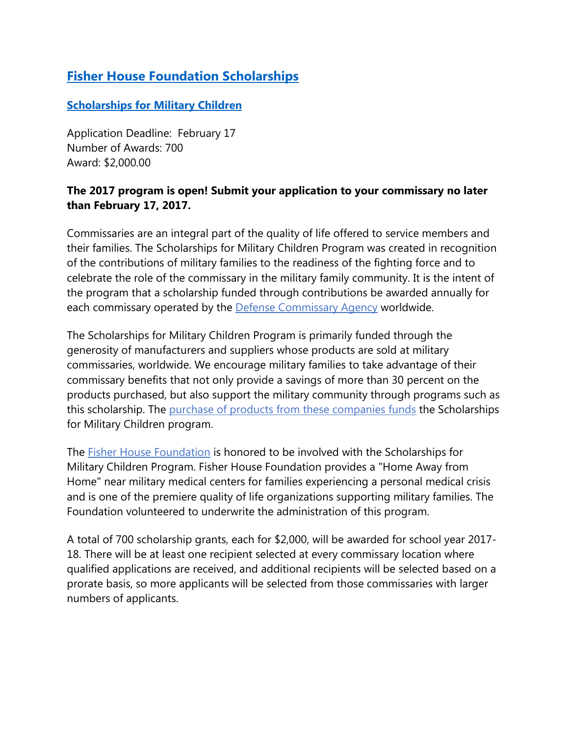## Fisher House Foundation Scholarships

### Scholarships for Military Children

Application Deadline: February 17
Number of Awards: 700
Award: $2,000.00

**The 2017 program is open! Submit your application to your commissary no later than February 17, 2017.**

Commissaries are an integral part of the quality of life offered to service members and their families. The Scholarships for Military Children Program was created in recognition of the contributions of military families to the readiness of the fighting force and to celebrate the role of the commissary in the military family community. It is the intent of the program that a scholarship funded through contributions be awarded annually for each commissary operated by the Defense Commissary Agency worldwide.

The Scholarships for Military Children Program is primarily funded through the generosity of manufacturers and suppliers whose products are sold at military commissaries, worldwide. We encourage military families to take advantage of their commissary benefits that not only provide a savings of more than 30 percent on the products purchased, but also support the military community through programs such as this scholarship. The purchase of products from these companies funds the Scholarships for Military Children program.

The Fisher House Foundation is honored to be involved with the Scholarships for Military Children Program. Fisher House Foundation provides a "Home Away from Home" near military medical centers for families experiencing a personal medical crisis and is one of the premiere quality of life organizations supporting military families. The Foundation volunteered to underwrite the administration of this program.

A total of 700 scholarship grants, each for $2,000, will be awarded for school year 2017-18. There will be at least one recipient selected at every commissary location where qualified applications are received, and additional recipients will be selected based on a prorate basis, so more applicants will be selected from those commissaries with larger numbers of applicants.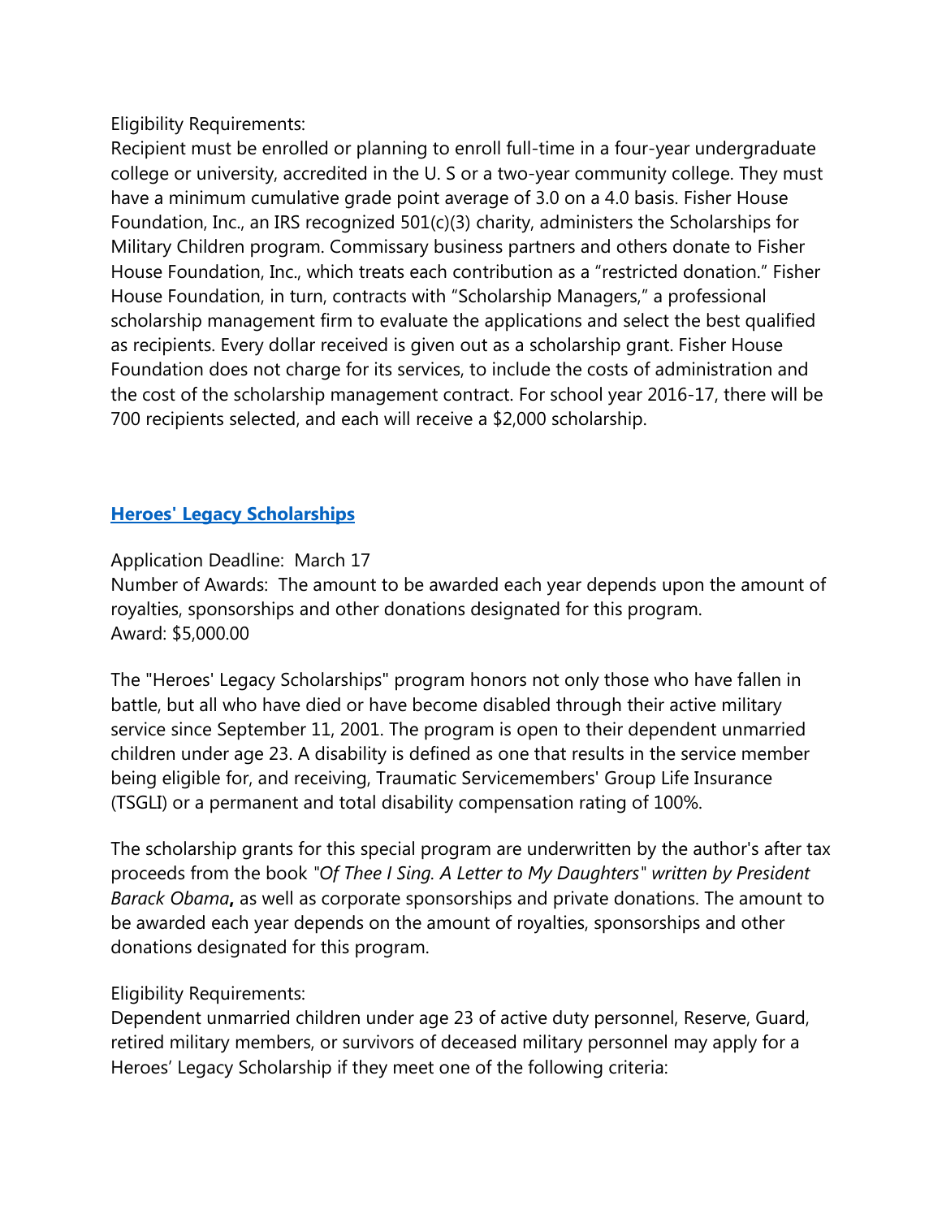Eligibility Requirements:
Recipient must be enrolled or planning to enroll full-time in a four-year undergraduate college or university, accredited in the U. S or a two-year community college. They must have a minimum cumulative grade point average of 3.0 on a 4.0 basis. Fisher House Foundation, Inc., an IRS recognized 501(c)(3) charity, administers the Scholarships for Military Children program. Commissary business partners and others donate to Fisher House Foundation, Inc., which treats each contribution as a "restricted donation." Fisher House Foundation, in turn, contracts with "Scholarship Managers," a professional scholarship management firm to evaluate the applications and select the best qualified as recipients. Every dollar received is given out as a scholarship grant. Fisher House Foundation does not charge for its services, to include the costs of administration and the cost of the scholarship management contract. For school year 2016-17, there will be 700 recipients selected, and each will receive a $2,000 scholarship.

## Heroes' Legacy Scholarships

Application Deadline: March 17
Number of Awards: The amount to be awarded each year depends upon the amount of royalties, sponsorships and other donations designated for this program.
Award: $5,000.00

The "Heroes' Legacy Scholarships" program honors not only those who have fallen in battle, but all who have died or have become disabled through their active military service since September 11, 2001. The program is open to their dependent unmarried children under age 23. A disability is defined as one that results in the service member being eligible for, and receiving, Traumatic Servicemembers' Group Life Insurance (TSGLI) or a permanent and total disability compensation rating of 100%.

The scholarship grants for this special program are underwritten by the author's after tax proceeds from the book *"Of Thee I Sing. A Letter to My Daughters" written by President Barack Obama***,** as well as corporate sponsorships and private donations. The amount to be awarded each year depends on the amount of royalties, sponsorships and other donations designated for this program.

Eligibility Requirements:
Dependent unmarried children under age 23 of active duty personnel, Reserve, Guard, retired military members, or survivors of deceased military personnel may apply for a Heroes' Legacy Scholarship if they meet one of the following criteria: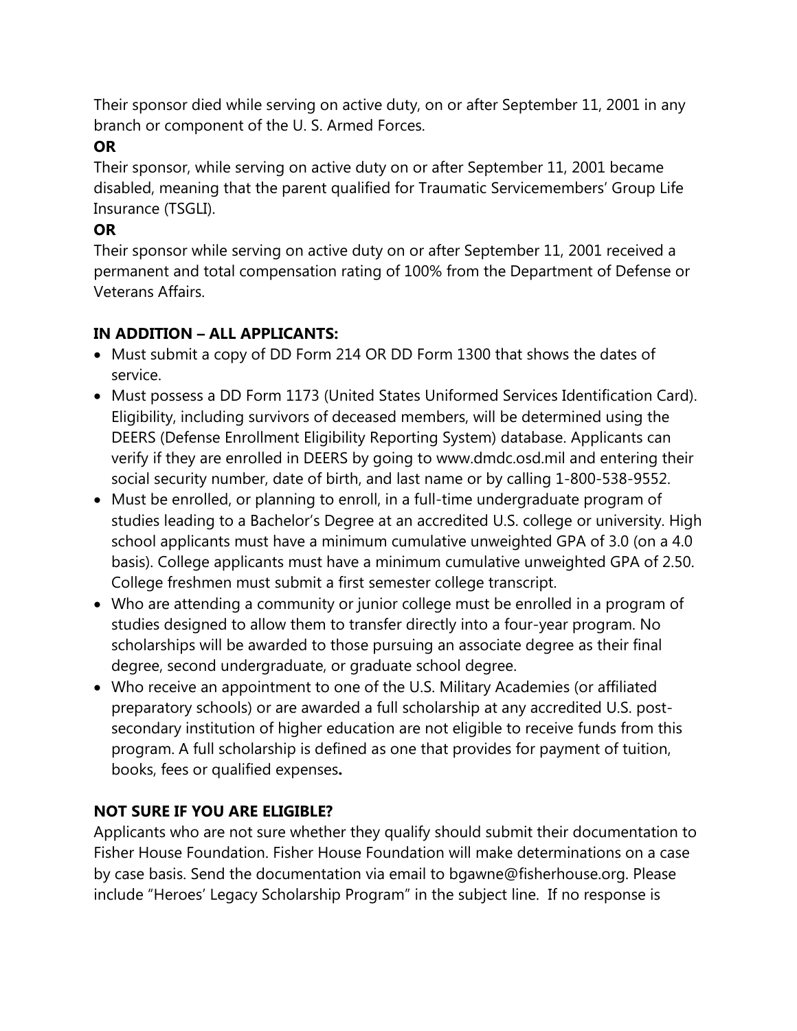Their sponsor died while serving on active duty, on or after September 11, 2001 in any branch or component of the U. S. Armed Forces.

**OR**

Their sponsor, while serving on active duty on or after September 11, 2001 became disabled, meaning that the parent qualified for Traumatic Servicemembers' Group Life Insurance (TSGLI).

**OR**

Their sponsor while serving on active duty on or after September 11, 2001 received a permanent and total compensation rating of 100% from the Department of Defense or Veterans Affairs.

**IN ADDITION – ALL APPLICANTS:**

- Must submit a copy of DD Form 214 OR DD Form 1300 that shows the dates of service.
- Must possess a DD Form 1173 (United States Uniformed Services Identification Card). Eligibility, including survivors of deceased members, will be determined using the DEERS (Defense Enrollment Eligibility Reporting System) database. Applicants can verify if they are enrolled in DEERS by going to www.dmdc.osd.mil and entering their social security number, date of birth, and last name or by calling 1-800-538-9552.
- Must be enrolled, or planning to enroll, in a full-time undergraduate program of studies leading to a Bachelor's Degree at an accredited U.S. college or university. High school applicants must have a minimum cumulative unweighted GPA of 3.0 (on a 4.0 basis). College applicants must have a minimum cumulative unweighted GPA of 2.50. College freshmen must submit a first semester college transcript.
- Who are attending a community or junior college must be enrolled in a program of studies designed to allow them to transfer directly into a four-year program. No scholarships will be awarded to those pursuing an associate degree as their final degree, second undergraduate, or graduate school degree.
- Who receive an appointment to one of the U.S. Military Academies (or affiliated preparatory schools) or are awarded a full scholarship at any accredited U.S. post-secondary institution of higher education are not eligible to receive funds from this program. A full scholarship is defined as one that provides for payment of tuition, books, fees or qualified expenses**.**

**NOT SURE IF YOU ARE ELIGIBLE?**

Applicants who are not sure whether they qualify should submit their documentation to Fisher House Foundation. Fisher House Foundation will make determinations on a case by case basis. Send the documentation via email to bgawne@fisherhouse.org. Please include "Heroes' Legacy Scholarship Program" in the subject line. If no response is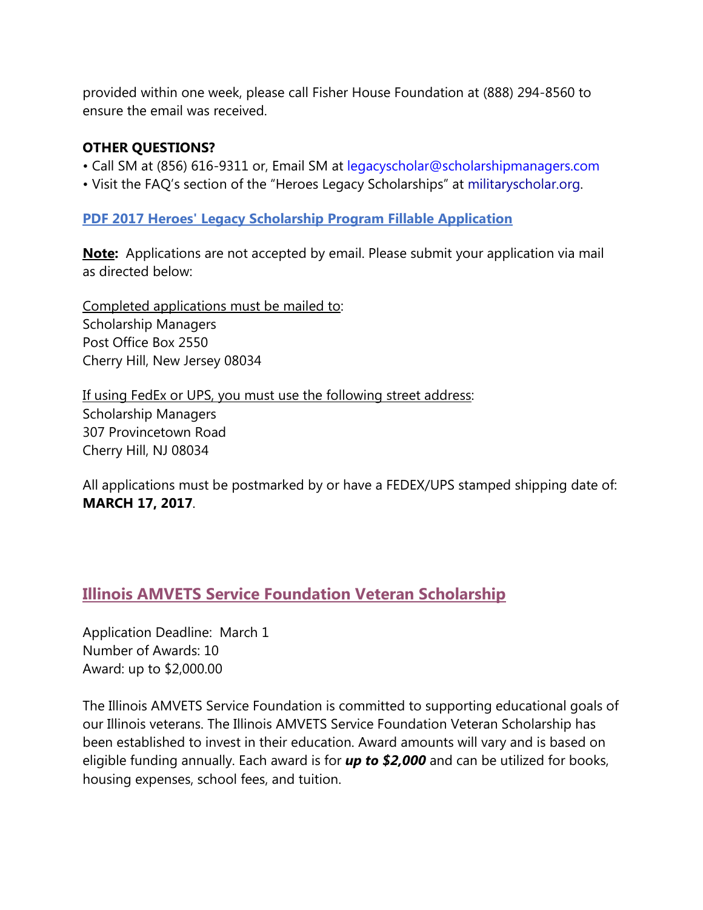provided within one week, please call Fisher House Foundation at (888) 294-8560 to ensure the email was received.

**OTHER QUESTIONS?**

• Call SM at (856) 616-9311 or, Email SM at legacyscholar@scholarshipmanagers.com
• Visit the FAQ's section of the "Heroes Legacy Scholarships" at militaryscholar.org.

**PDF 2017 Heroes' Legacy Scholarship Program Fillable Application**

**Note:** Applications are not accepted by email. Please submit your application via mail as directed below:

Completed applications must be mailed to:
Scholarship Managers
Post Office Box 2550
Cherry Hill, New Jersey 08034

If using FedEx or UPS, you must use the following street address:
Scholarship Managers
307 Provincetown Road
Cherry Hill, NJ 08034

All applications must be postmarked by or have a FEDEX/UPS stamped shipping date of: **MARCH 17, 2017**.

## Illinois AMVETS Service Foundation Veteran Scholarship

Application Deadline: March 1
Number of Awards: 10
Award: up to $2,000.00

The Illinois AMVETS Service Foundation is committed to supporting educational goals of our Illinois veterans. The Illinois AMVETS Service Foundation Veteran Scholarship has been established to invest in their education. Award amounts will vary and is based on eligible funding annually. Each award is for ***up to $2,000*** and can be utilized for books, housing expenses, school fees, and tuition.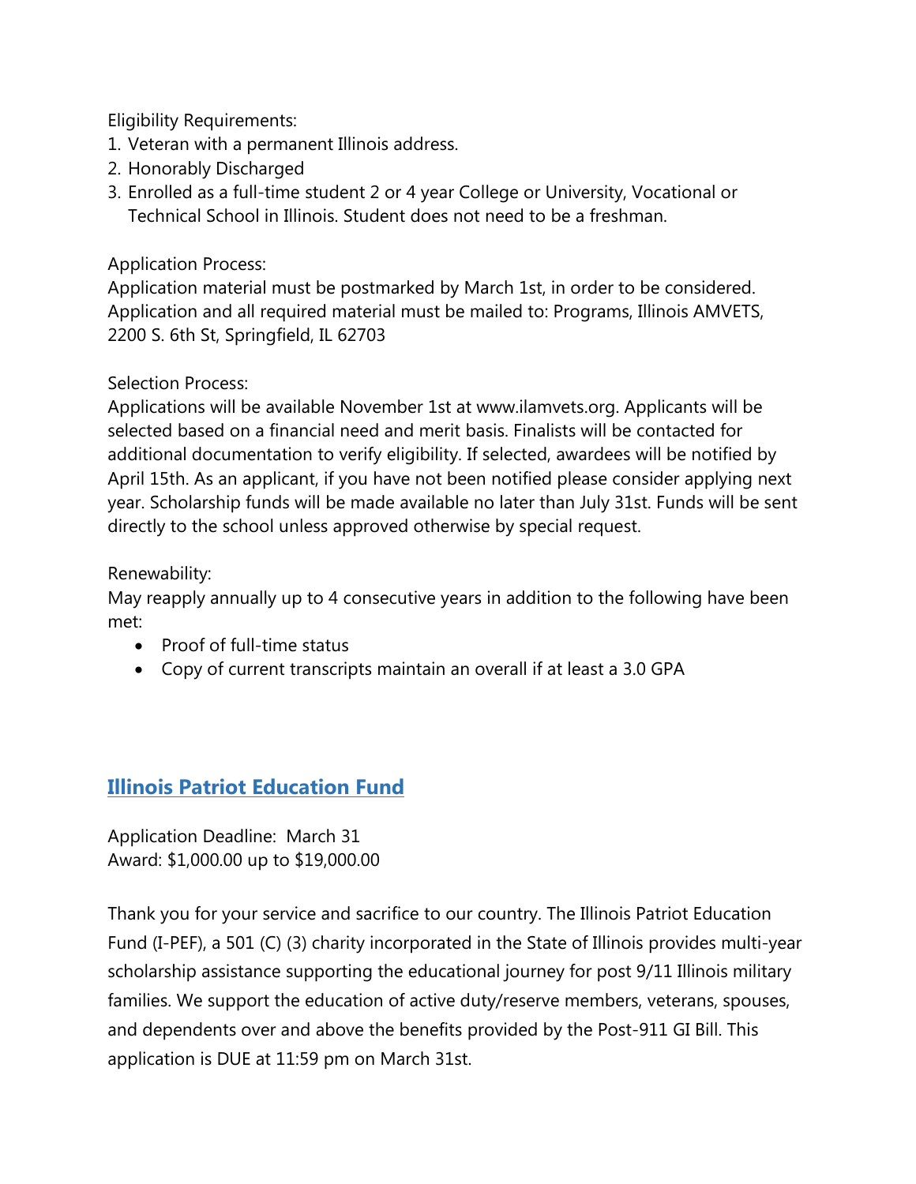Eligibility Requirements:

1. Veteran with a permanent Illinois address.
2. Honorably Discharged
3. Enrolled as a full-time student 2 or 4 year College or University, Vocational or Technical School in Illinois. Student does not need to be a freshman.

Application Process:
Application material must be postmarked by March 1st, in order to be considered. Application and all required material must be mailed to: Programs, Illinois AMVETS, 2200 S. 6th St, Springfield, IL 62703

Selection Process:
Applications will be available November 1st at www.ilamvets.org. Applicants will be selected based on a financial need and merit basis. Finalists will be contacted for additional documentation to verify eligibility. If selected, awardees will be notified by April 15th. As an applicant, if you have not been notified please consider applying next year. Scholarship funds will be made available no later than July 31st. Funds will be sent directly to the school unless approved otherwise by special request.

Renewability:
May reapply annually up to 4 consecutive years in addition to the following have been met:

- Proof of full-time status
- Copy of current transcripts maintain an overall if at least a 3.0 GPA

## Illinois Patriot Education Fund

Application Deadline: March 31
Award: $1,000.00 up to $19,000.00

Thank you for your service and sacrifice to our country. The Illinois Patriot Education Fund (I-PEF), a 501 (C) (3) charity incorporated in the State of Illinois provides multi-year scholarship assistance supporting the educational journey for post 9/11 Illinois military families. We support the education of active duty/reserve members, veterans, spouses, and dependents over and above the benefits provided by the Post-911 GI Bill. This application is DUE at 11:59 pm on March 31st.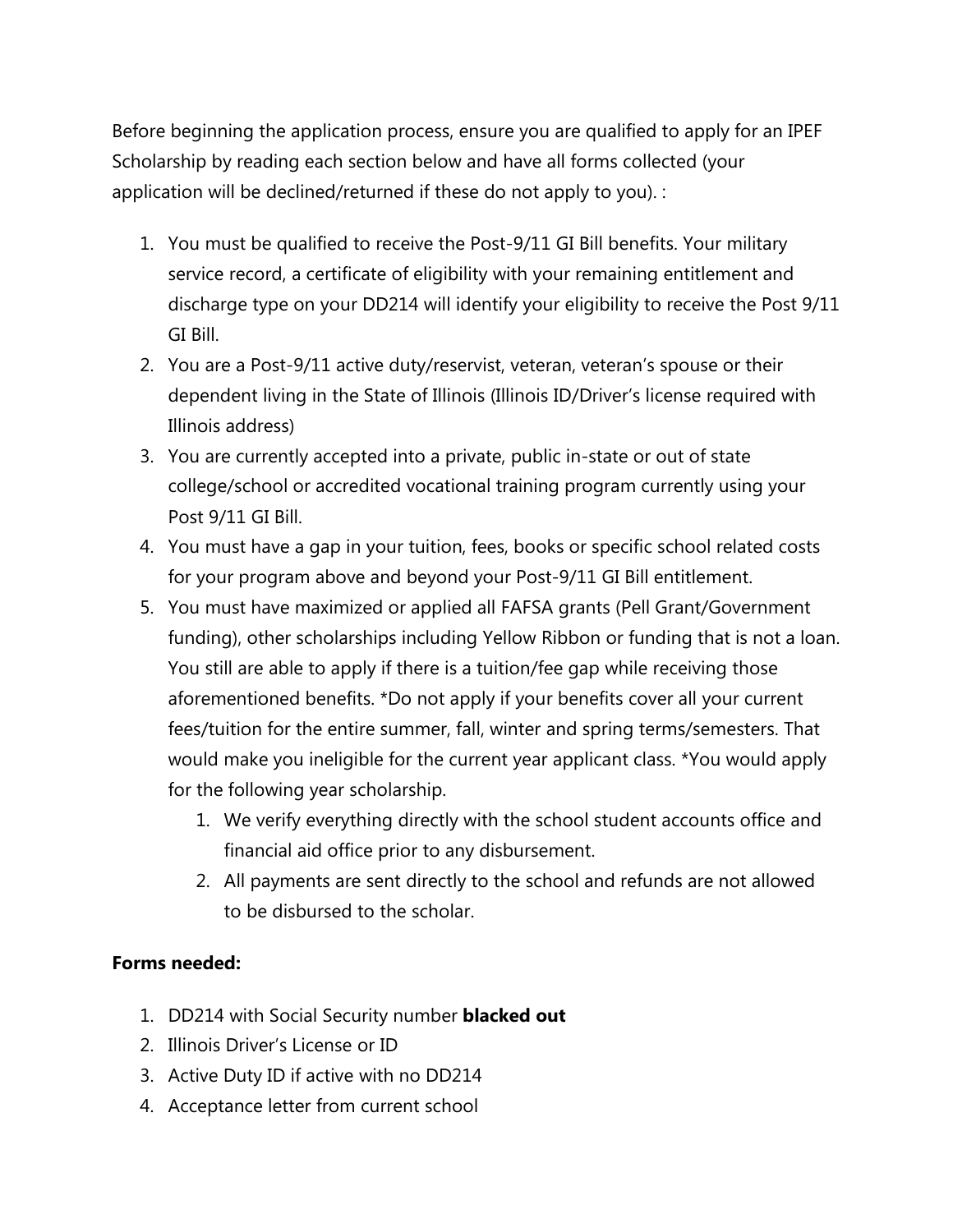Before beginning the application process, ensure you are qualified to apply for an IPEF Scholarship by reading each section below and have all forms collected (your application will be declined/returned if these do not apply to you). :

1. You must be qualified to receive the Post-9/11 GI Bill benefits. Your military service record, a certificate of eligibility with your remaining entitlement and discharge type on your DD214 will identify your eligibility to receive the Post 9/11 GI Bill.
2. You are a Post-9/11 active duty/reservist, veteran, veteran's spouse or their dependent living in the State of Illinois (Illinois ID/Driver's license required with Illinois address)
3. You are currently accepted into a private, public in-state or out of state college/school or accredited vocational training program currently using your Post 9/11 GI Bill.
4. You must have a gap in your tuition, fees, books or specific school related costs for your program above and beyond your Post-9/11 GI Bill entitlement.
5. You must have maximized or applied all FAFSA grants (Pell Grant/Government funding), other scholarships including Yellow Ribbon or funding that is not a loan. You still are able to apply if there is a tuition/fee gap while receiving those aforementioned benefits. *Do not apply if your benefits cover all your current fees/tuition for the entire summer, fall, winter and spring terms/semesters. That would make you ineligible for the current year applicant class. *You would apply for the following year scholarship.
    1. We verify everything directly with the school student accounts office and financial aid office prior to any disbursement.
    2. All payments are sent directly to the school and refunds are not allowed to be disbursed to the scholar.

**Forms needed:**

1. DD214 with Social Security number **blacked out**
2. Illinois Driver's License or ID
3. Active Duty ID if active with no DD214
4. Acceptance letter from current school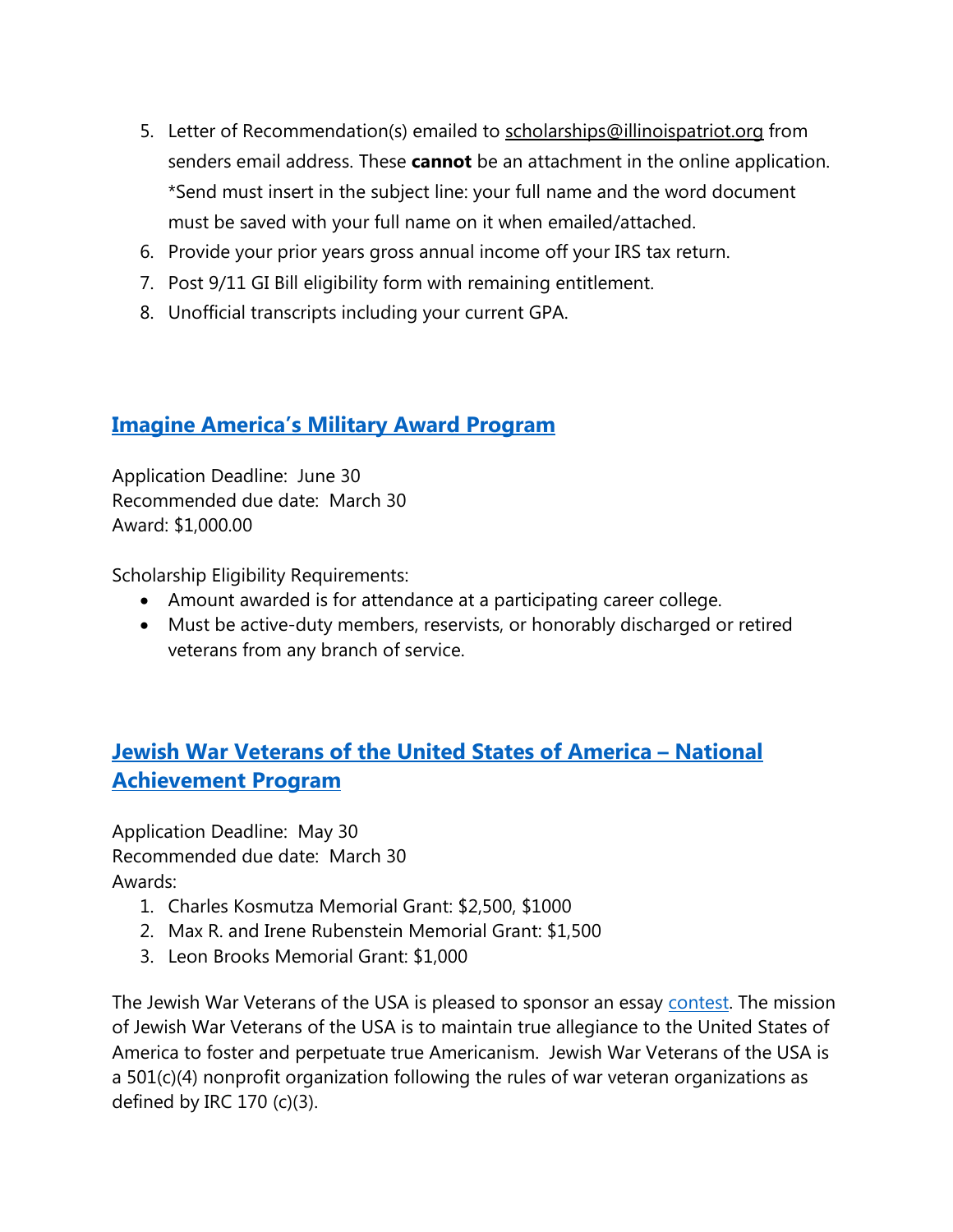5. Letter of Recommendation(s) emailed to scholarships@illinoispatriot.org from senders email address. These **cannot** be an attachment in the online application. *Send must insert in the subject line: your full name and the word document must be saved with your full name on it when emailed/attached.
6. Provide your prior years gross annual income off your IRS tax return.
7. Post 9/11 GI Bill eligibility form with remaining entitlement.
8. Unofficial transcripts including your current GPA.

## Imagine America's Military Award Program

Application Deadline: June 30
Recommended due date: March 30
Award: $1,000.00

Scholarship Eligibility Requirements:

- Amount awarded is for attendance at a participating career college.
- Must be active-duty members, reservists, or honorably discharged or retired veterans from any branch of service.

## Jewish War Veterans of the United States of America – National Achievement Program

Application Deadline: May 30
Recommended due date: March 30
Awards:

1. Charles Kosmutza Memorial Grant: $2,500, $1000
2. Max R. and Irene Rubenstein Memorial Grant: $1,500
3. Leon Brooks Memorial Grant: $1,000

The Jewish War Veterans of the USA is pleased to sponsor an essay contest. The mission of Jewish War Veterans of the USA is to maintain true allegiance to the United States of America to foster and perpetuate true Americanism. Jewish War Veterans of the USA is a 501(c)(4) nonprofit organization following the rules of war veteran organizations as defined by IRC 170 (c)(3).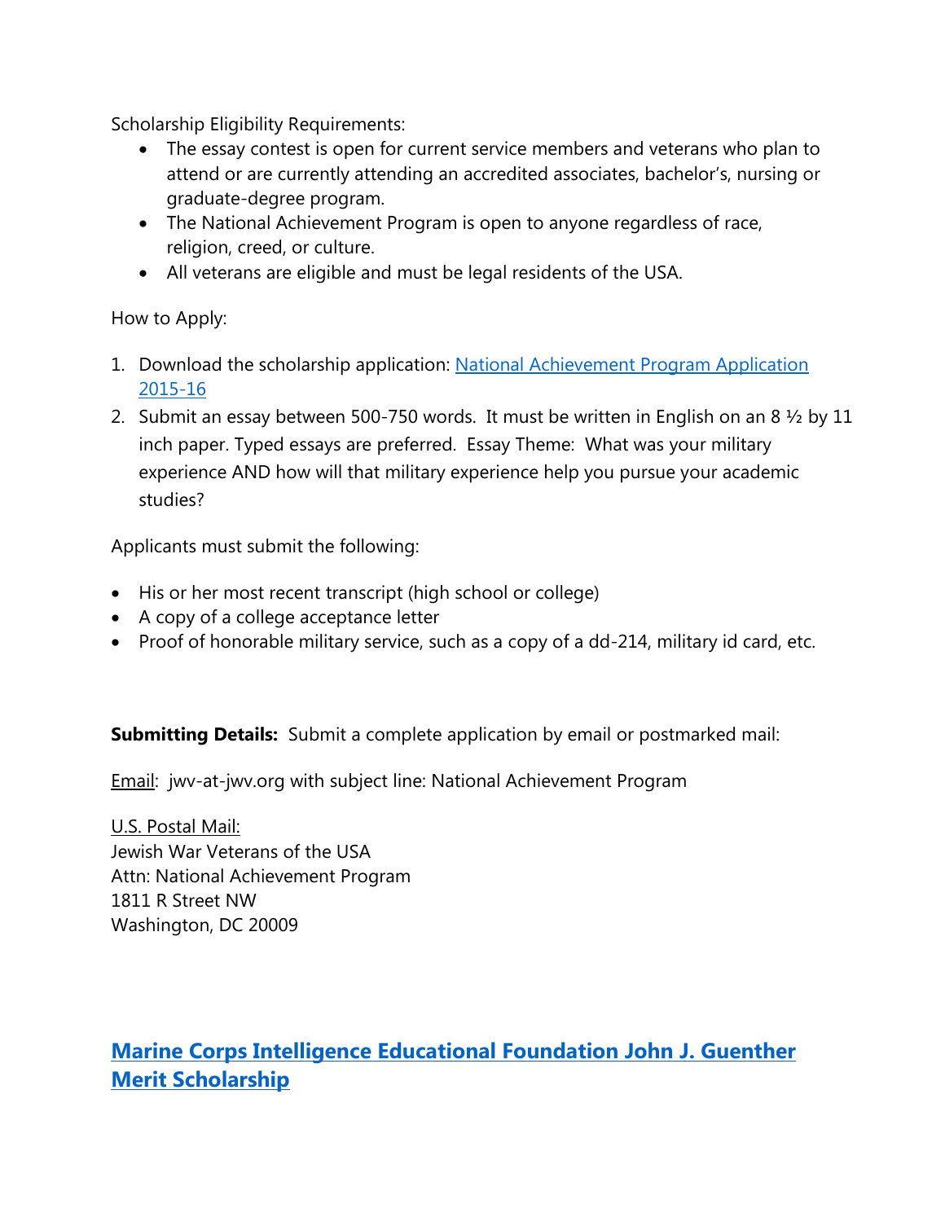Scholarship Eligibility Requirements:

- The essay contest is open for current service members and veterans who plan to attend or are currently attending an accredited associates, bachelor's, nursing or graduate-degree program.
- The National Achievement Program is open to anyone regardless of race, religion, creed, or culture.
- All veterans are eligible and must be legal residents of the USA.

How to Apply:

1. Download the scholarship application: [National Achievement Program Application 2015-16]
2. Submit an essay between 500-750 words. It must be written in English on an 8 ½ by 11 inch paper. Typed essays are preferred. Essay Theme: What was your military experience AND how will that military experience help you pursue your academic studies?

Applicants must submit the following:

- His or her most recent transcript (high school or college)
- A copy of a college acceptance letter
- Proof of honorable military service, such as a copy of a dd-214, military id card, etc.

**Submitting Details:** Submit a complete application by email or postmarked mail:

Email: jwv-at-jwv.org with subject line: National Achievement Program

U.S. Postal Mail:
Jewish War Veterans of the USA
Attn: National Achievement Program
1811 R Street NW
Washington, DC 20009

## Marine Corps Intelligence Educational Foundation John J. Guenther Merit Scholarship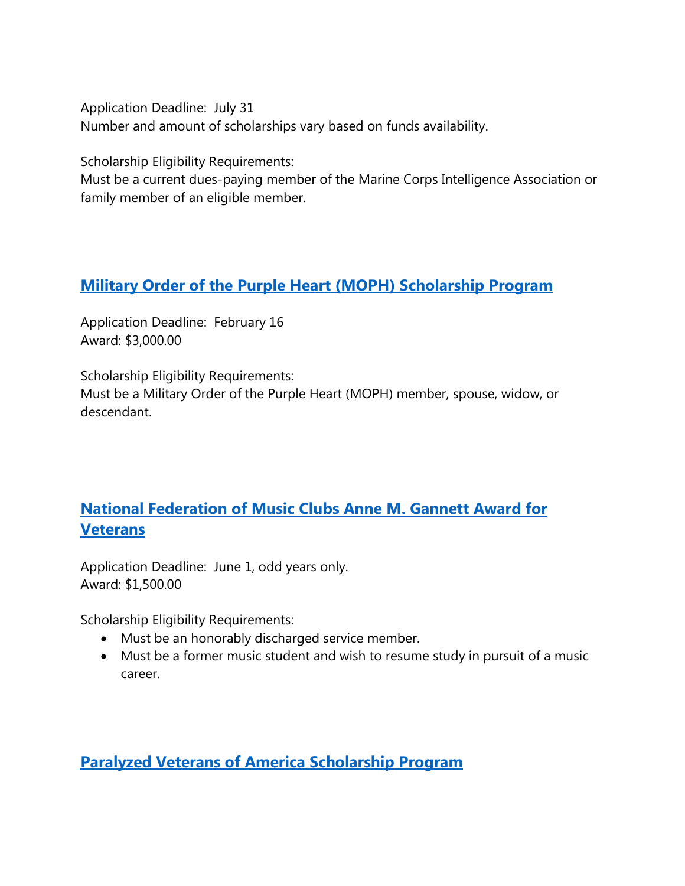Application Deadline: July 31
Number and amount of scholarships vary based on funds availability.

Scholarship Eligibility Requirements:
Must be a current dues-paying member of the Marine Corps Intelligence Association or family member of an eligible member.

## Military Order of the Purple Heart (MOPH) Scholarship Program

Application Deadline: February 16
Award: $3,000.00

Scholarship Eligibility Requirements:
Must be a Military Order of the Purple Heart (MOPH) member, spouse, widow, or descendant.

## National Federation of Music Clubs Anne M. Gannett Award for Veterans

Application Deadline: June 1, odd years only.
Award: $1,500.00

Scholarship Eligibility Requirements:

- Must be an honorably discharged service member.
- Must be a former music student and wish to resume study in pursuit of a music career.

## Paralyzed Veterans of America Scholarship Program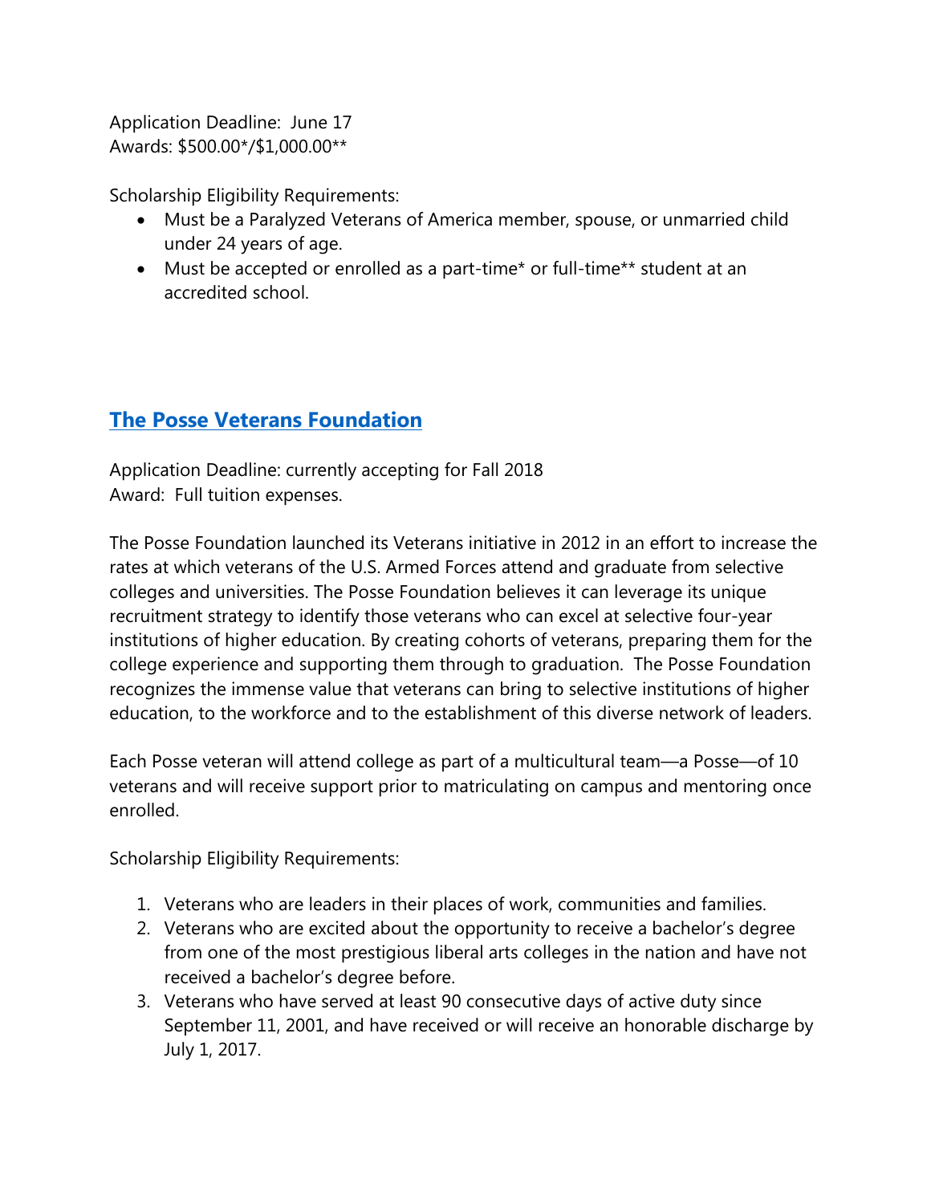Application Deadline:  June 17
Awards: $500.00*/$1,000.00**

Scholarship Eligibility Requirements:

- Must be a Paralyzed Veterans of America member, spouse, or unmarried child under 24 years of age.
- Must be accepted or enrolled as a part-time* or full-time** student at an accredited school.

## [The Posse Veterans Foundation]

Application Deadline: currently accepting for Fall 2018
Award:  Full tuition expenses.

The Posse Foundation launched its Veterans initiative in 2012 in an effort to increase the rates at which veterans of the U.S. Armed Forces attend and graduate from selective colleges and universities. The Posse Foundation believes it can leverage its unique recruitment strategy to identify those veterans who can excel at selective four-year institutions of higher education. By creating cohorts of veterans, preparing them for the college experience and supporting them through to graduation.  The Posse Foundation recognizes the immense value that veterans can bring to selective institutions of higher education, to the workforce and to the establishment of this diverse network of leaders.

Each Posse veteran will attend college as part of a multicultural team—a Posse—of 10 veterans and will receive support prior to matriculating on campus and mentoring once enrolled.

Scholarship Eligibility Requirements:

1. Veterans who are leaders in their places of work, communities and families.
2. Veterans who are excited about the opportunity to receive a bachelor's degree from one of the most prestigious liberal arts colleges in the nation and have not received a bachelor's degree before.
3. Veterans who have served at least 90 consecutive days of active duty since September 11, 2001, and have received or will receive an honorable discharge by July 1, 2017.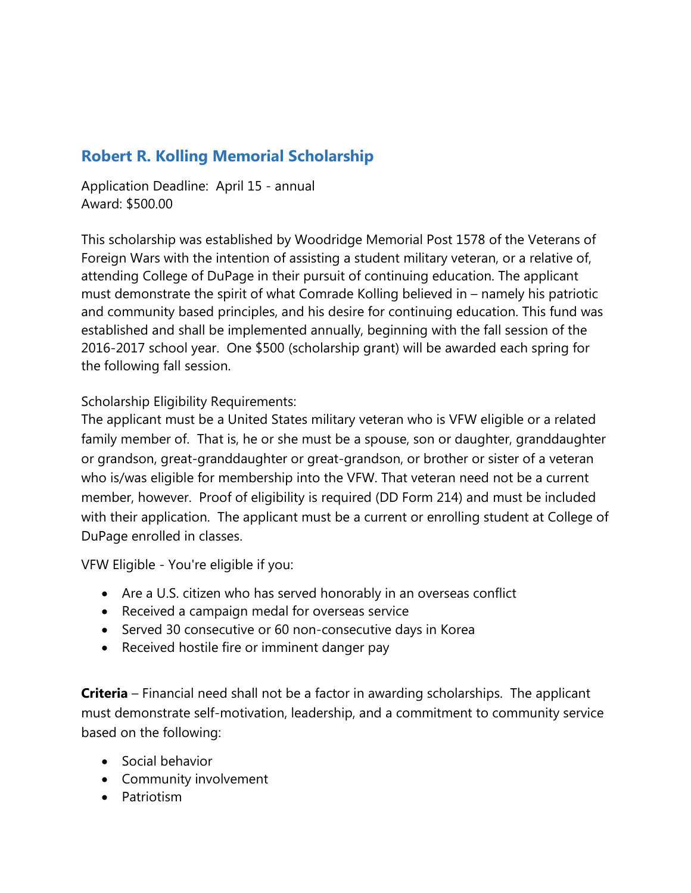## Robert R. Kolling Memorial Scholarship

Application Deadline: April 15 - annual
Award: $500.00

This scholarship was established by Woodridge Memorial Post 1578 of the Veterans of Foreign Wars with the intention of assisting a student military veteran, or a relative of, attending College of DuPage in their pursuit of continuing education. The applicant must demonstrate the spirit of what Comrade Kolling believed in – namely his patriotic and community based principles, and his desire for continuing education. This fund was established and shall be implemented annually, beginning with the fall session of the 2016-2017 school year. One $500 (scholarship grant) will be awarded each spring for the following fall session.

Scholarship Eligibility Requirements:
The applicant must be a United States military veteran who is VFW eligible or a related family member of. That is, he or she must be a spouse, son or daughter, granddaughter or grandson, great-granddaughter or great-grandson, or brother or sister of a veteran who is/was eligible for membership into the VFW. That veteran need not be a current member, however. Proof of eligibility is required (DD Form 214) and must be included with their application. The applicant must be a current or enrolling student at College of DuPage enrolled in classes.

VFW Eligible - You're eligible if you:

- Are a U.S. citizen who has served honorably in an overseas conflict
- Received a campaign medal for overseas service
- Served 30 consecutive or 60 non-consecutive days in Korea
- Received hostile fire or imminent danger pay

**Criteria** – Financial need shall not be a factor in awarding scholarships. The applicant must demonstrate self-motivation, leadership, and a commitment to community service based on the following:

- Social behavior
- Community involvement
- Patriotism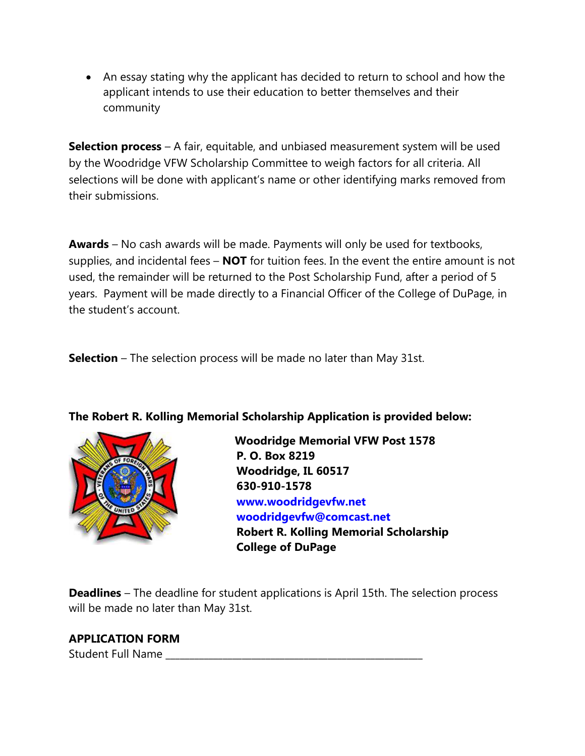- An essay stating why the applicant has decided to return to school and how the applicant intends to use their education to better themselves and their community

**Selection process** – A fair, equitable, and unbiased measurement system will be used by the Woodridge VFW Scholarship Committee to weigh factors for all criteria. All selections will be done with applicant's name or other identifying marks removed from their submissions.

**Awards** – No cash awards will be made. Payments will only be used for textbooks, supplies, and incidental fees – **NOT** for tuition fees. In the event the entire amount is not used, the remainder will be returned to the Post Scholarship Fund, after a period of 5 years. Payment will be made directly to a Financial Officer of the College of DuPage, in the student's account.

**Selection** – The selection process will be made no later than May 31st.

**The Robert R. Kolling Memorial Scholarship Application is provided below:**

**Woodridge Memorial VFW Post 1578**
**P. O. Box 8219**
**Woodridge, IL 60517**
**630-910-1578**
**www.woodridgevfw.net**
**woodridgevfw@comcast.net**
**Robert R. Kolling Memorial Scholarship**
**College of DuPage**

**Deadlines** – The deadline for student applications is April 15th. The selection process will be made no later than May 31st.

**APPLICATION FORM**

Student Full Name ______________________________________________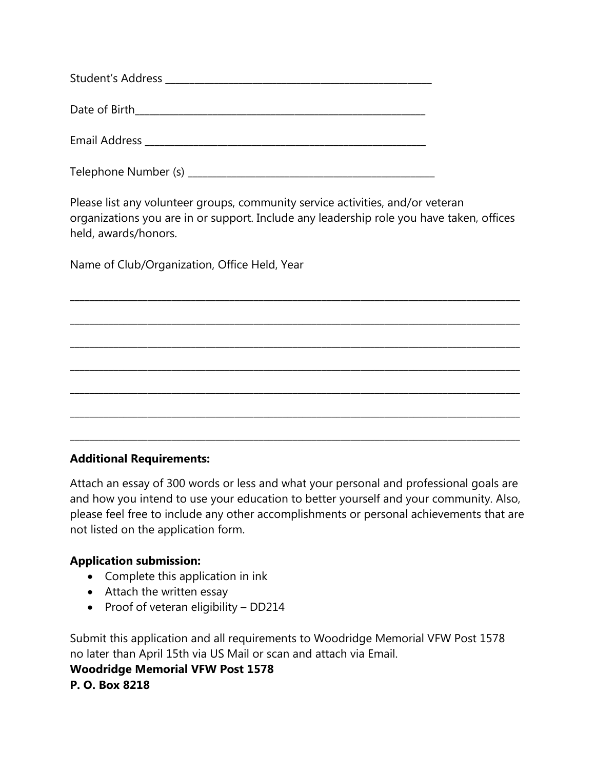Student's Address ___________________________________________________

Date of Birth_______________________________________________________

Email Address ______________________________________________________

Telephone Number (s) _______________________________________________

Please list any volunteer groups, community service activities, and/or veteran organizations you are in or support. Include any leadership role you have taken, offices held, awards/honors.

Name of Club/Organization, Office Held, Year

_____________________________________________________________________________________

_____________________________________________________________________________________

_____________________________________________________________________________________

_____________________________________________________________________________________

_____________________________________________________________________________________

_____________________________________________________________________________________

_____________________________________________________________________________________

**Additional Requirements:**

Attach an essay of 300 words or less and what your personal and professional goals are and how you intend to use your education to better yourself and your community. Also, please feel free to include any other accomplishments or personal achievements that are not listed on the application form.

**Application submission:**

- Complete this application in ink
- Attach the written essay
- Proof of veteran eligibility – DD214

Submit this application and all requirements to Woodridge Memorial VFW Post 1578 no later than April 15th via US Mail or scan and attach via Email.

**Woodridge Memorial VFW Post 1578**
**P. O. Box 8218**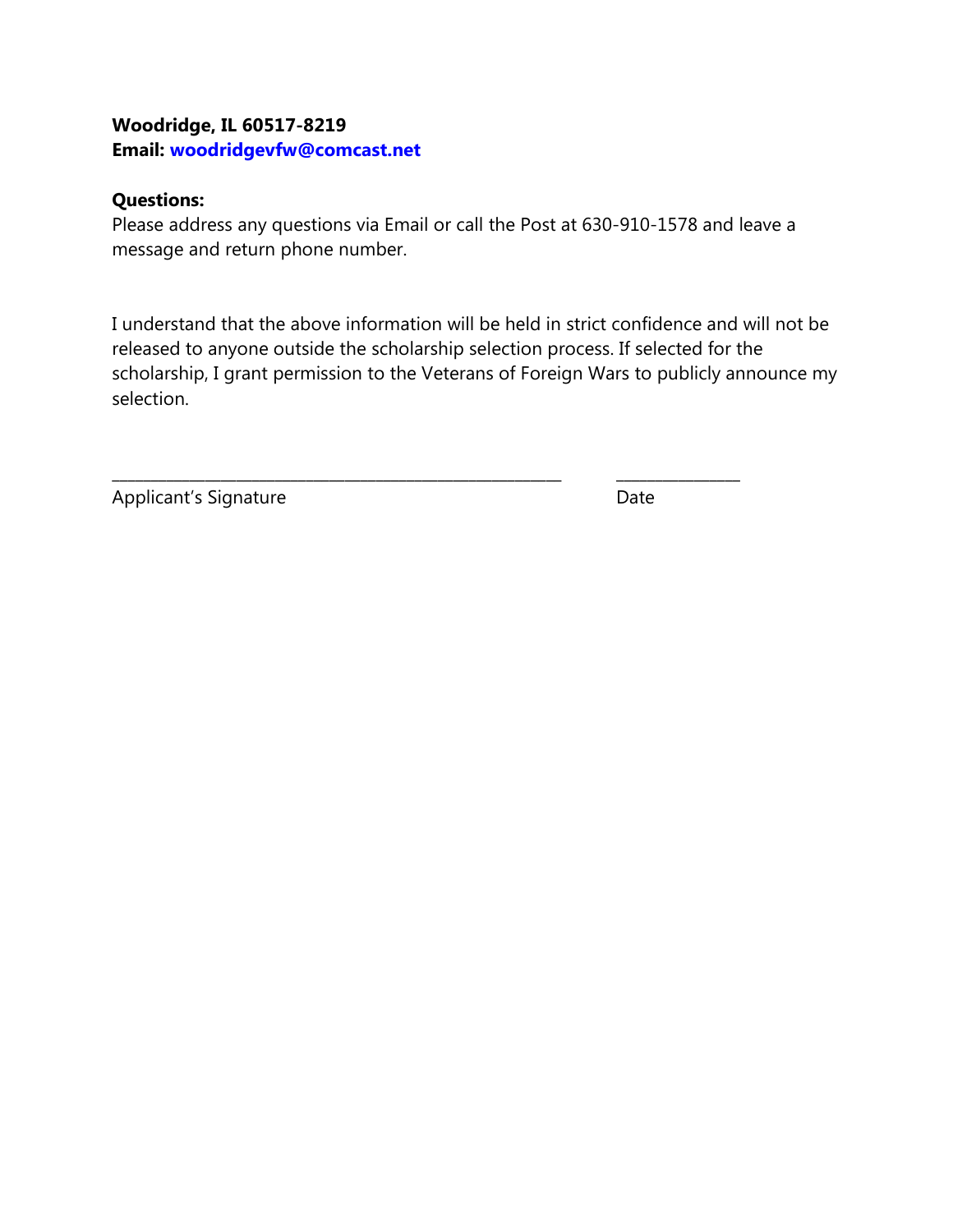**Woodridge, IL 60517-8219**
**Email: woodridgevfw@comcast.net**

**Questions:**
Please address any questions via Email or call the Post at 630-910-1578 and leave a message and return phone number.

I understand that the above information will be held in strict confidence and will not be released to anyone outside the scholarship selection process. If selected for the scholarship, I grant permission to the Veterans of Foreign Wars to publicly announce my selection.

_____________________________________________ _____________

Applicant's Signature Date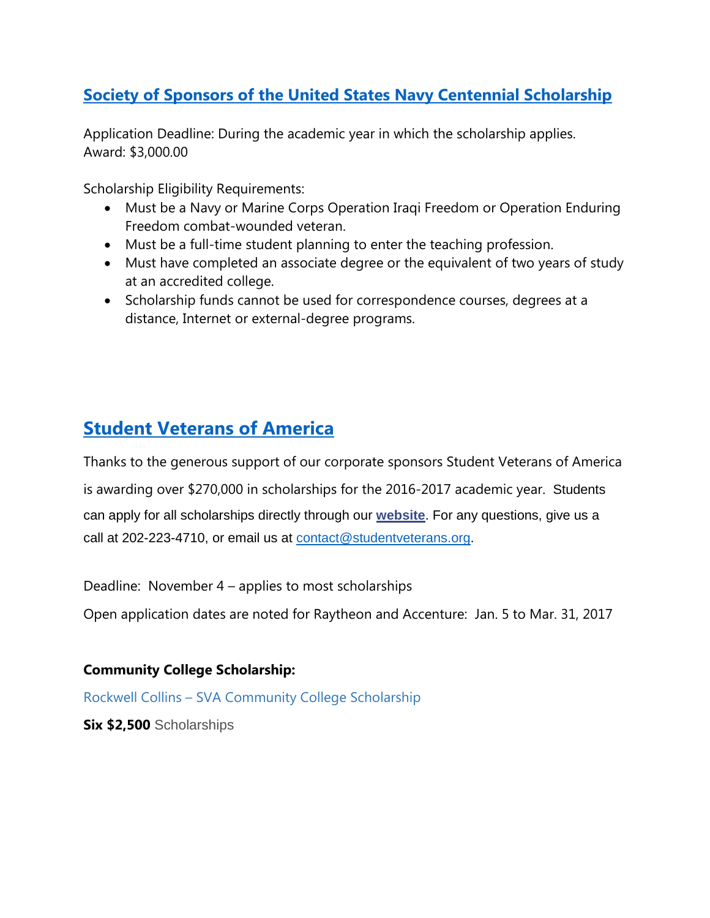## Society of Sponsors of the United States Navy Centennial Scholarship

Application Deadline: During the academic year in which the scholarship applies.
Award: $3,000.00

Scholarship Eligibility Requirements:

- Must be a Navy or Marine Corps Operation Iraqi Freedom or Operation Enduring Freedom combat-wounded veteran.
- Must be a full-time student planning to enter the teaching profession.
- Must have completed an associate degree or the equivalent of two years of study at an accredited college.
- Scholarship funds cannot be used for correspondence courses, degrees at a distance, Internet or external-degree programs.

## Student Veterans of America

Thanks to the generous support of our corporate sponsors Student Veterans of America is awarding over $270,000 in scholarships for the 2016-2017 academic year. Students can apply for all scholarships directly through our **website**. For any questions, give us a call at 202-223-4710, or email us at contact@studentveterans.org.

Deadline: November 4 – applies to most scholarships

Open application dates are noted for Raytheon and Accenture: Jan. 5 to Mar. 31, 2017

**Community College Scholarship:**

Rockwell Collins – SVA Community College Scholarship

**Six $2,500** Scholarships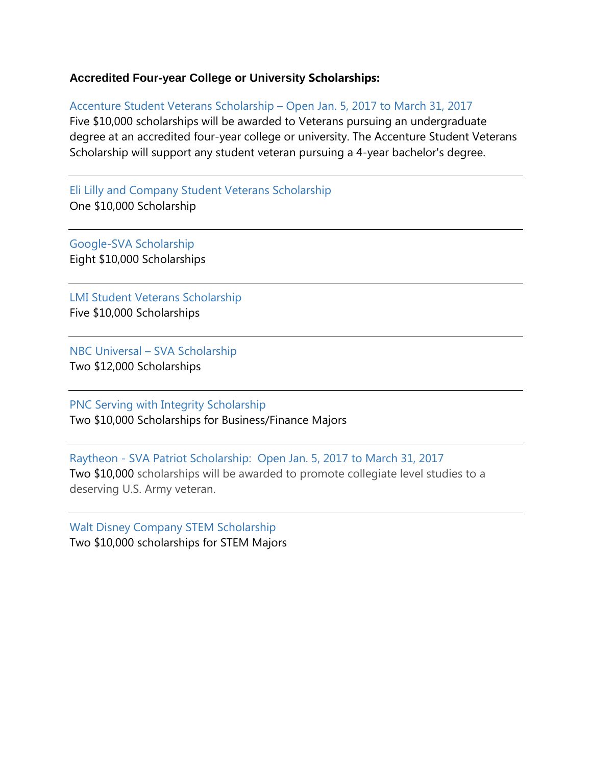**Accredited Four-year College or University Scholarships:**

Accenture Student Veterans Scholarship – Open Jan. 5, 2017 to March 31, 2017
Five $10,000 scholarships will be awarded to Veterans pursuing an undergraduate degree at an accredited four-year college or university. The Accenture Student Veterans Scholarship will support any student veteran pursuing a 4-year bachelor's degree.

---

Eli Lilly and Company Student Veterans Scholarship
One $10,000 Scholarship

---

Google-SVA Scholarship
Eight $10,000 Scholarships

---

LMI Student Veterans Scholarship
Five $10,000 Scholarships

---

NBC Universal – SVA Scholarship
Two $12,000 Scholarships

---

PNC Serving with Integrity Scholarship
Two $10,000 Scholarships for Business/Finance Majors

---

Raytheon - SVA Patriot Scholarship: Open Jan. 5, 2017 to March 31, 2017
Two $10,000 scholarships will be awarded to promote collegiate level studies to a deserving U.S. Army veteran.

---

Walt Disney Company STEM Scholarship
Two $10,000 scholarships for STEM Majors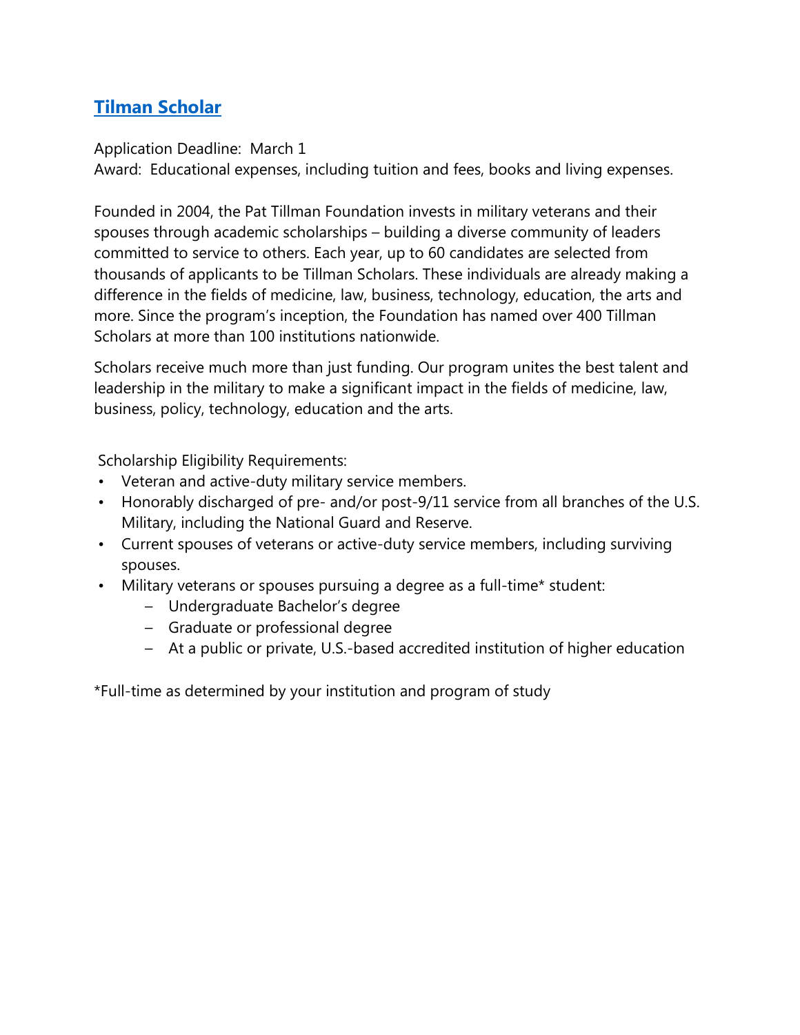## [Tilman Scholar]

Application Deadline: March 1
Award: Educational expenses, including tuition and fees, books and living expenses.

Founded in 2004, the Pat Tillman Foundation invests in military veterans and their spouses through academic scholarships – building a diverse community of leaders committed to service to others. Each year, up to 60 candidates are selected from thousands of applicants to be Tillman Scholars. These individuals are already making a difference in the fields of medicine, law, business, technology, education, the arts and more. Since the program's inception, the Foundation has named over 400 Tillman Scholars at more than 100 institutions nationwide.

Scholars receive much more than just funding. Our program unites the best talent and leadership in the military to make a significant impact in the fields of medicine, law, business, policy, technology, education and the arts.

Scholarship Eligibility Requirements:

- Veteran and active-duty military service members.
- Honorably discharged of pre- and/or post-9/11 service from all branches of the U.S. Military, including the National Guard and Reserve.
- Current spouses of veterans or active-duty service members, including surviving spouses.
- Military veterans or spouses pursuing a degree as a full-time* student:
  - Undergraduate Bachelor's degree
  - Graduate or professional degree
  - At a public or private, U.S.-based accredited institution of higher education

*Full-time as determined by your institution and program of study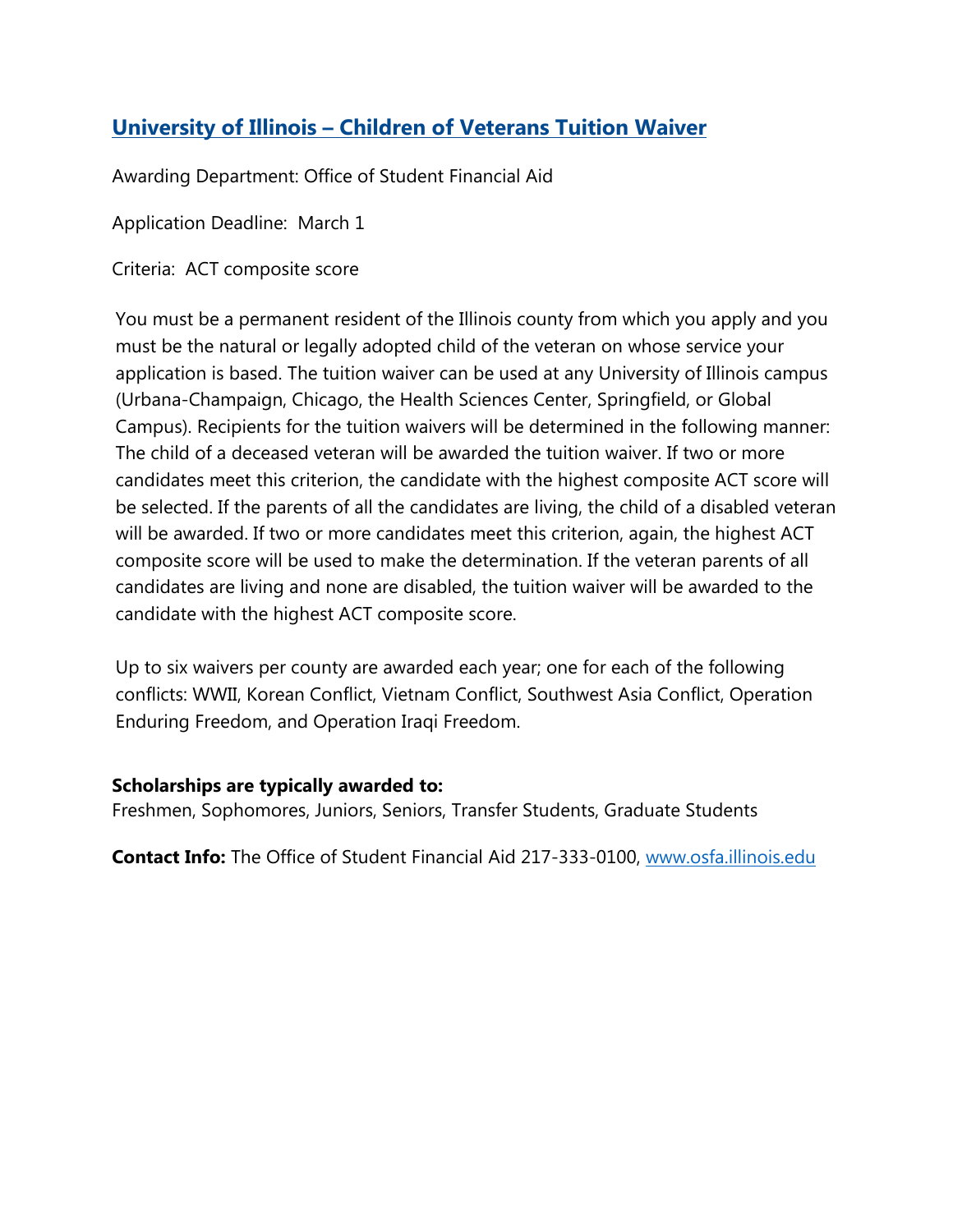## [University of Illinois – Children of Veterans Tuition Waiver]()

Awarding Department: Office of Student Financial Aid

Application Deadline: March 1

Criteria: ACT composite score

You must be a permanent resident of the Illinois county from which you apply and you must be the natural or legally adopted child of the veteran on whose service your application is based. The tuition waiver can be used at any University of Illinois campus (Urbana-Champaign, Chicago, the Health Sciences Center, Springfield, or Global Campus). Recipients for the tuition waivers will be determined in the following manner: The child of a deceased veteran will be awarded the tuition waiver. If two or more candidates meet this criterion, the candidate with the highest composite ACT score will be selected. If the parents of all the candidates are living, the child of a disabled veteran will be awarded. If two or more candidates meet this criterion, again, the highest ACT composite score will be used to make the determination. If the veteran parents of all candidates are living and none are disabled, the tuition waiver will be awarded to the candidate with the highest ACT composite score.

Up to six waivers per county are awarded each year; one for each of the following conflicts: WWII, Korean Conflict, Vietnam Conflict, Southwest Asia Conflict, Operation Enduring Freedom, and Operation Iraqi Freedom.

**Scholarships are typically awarded to:**
Freshmen, Sophomores, Juniors, Seniors, Transfer Students, Graduate Students

**Contact Info:** The Office of Student Financial Aid 217-333-0100, [www.osfa.illinois.edu](www.osfa.illinois.edu)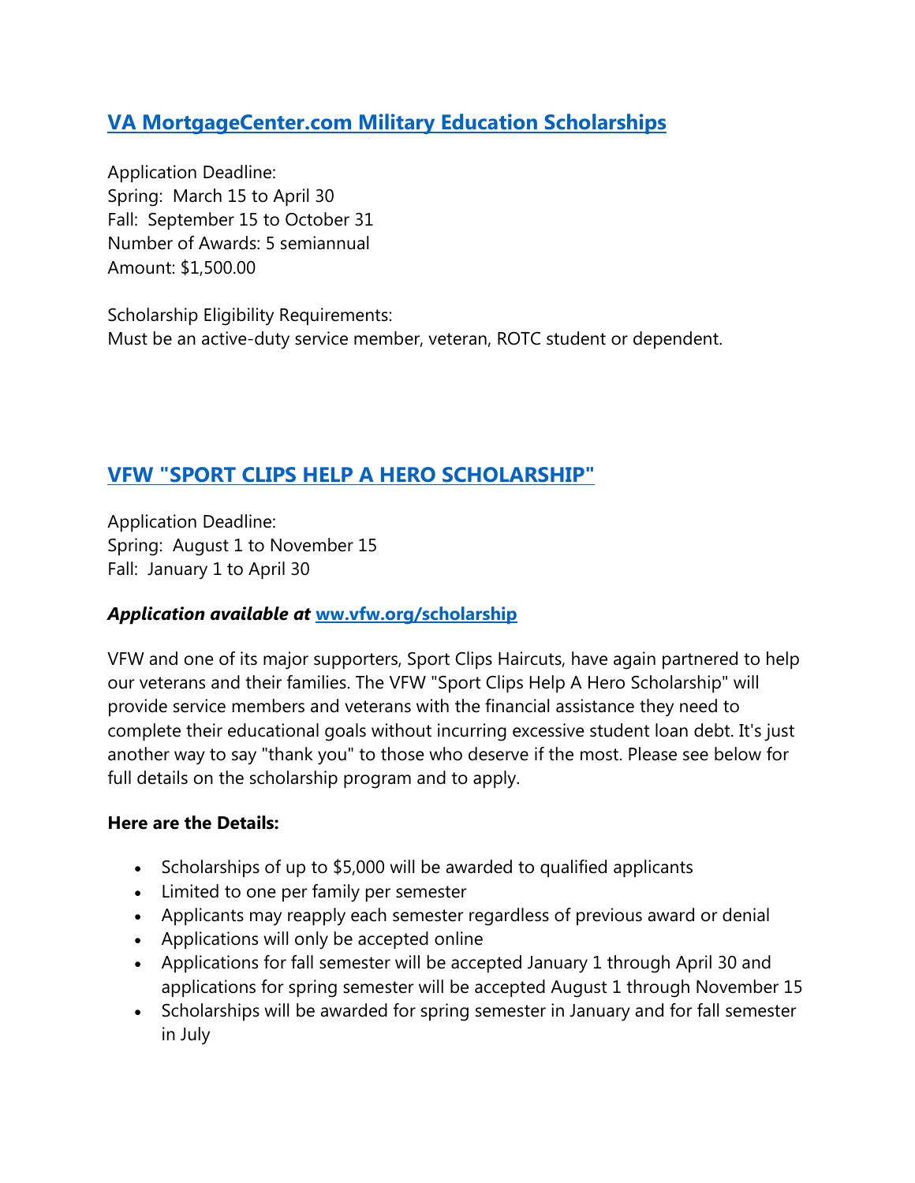## [VA MortgageCenter.com Military Education Scholarships]

Application Deadline:
Spring: March 15 to April 30
Fall: September 15 to October 31
Number of Awards: 5 semiannual
Amount: $1,500.00

Scholarship Eligibility Requirements:
Must be an active-duty service member, veteran, ROTC student or dependent.

## [VFW "SPORT CLIPS HELP A HERO SCHOLARSHIP"]

Application Deadline:
Spring: August 1 to November 15
Fall: January 1 to April 30

***Application available at* ww.vfw.org/scholarship**

VFW and one of its major supporters, Sport Clips Haircuts, have again partnered to help our veterans and their families. The VFW "Sport Clips Help A Hero Scholarship" will provide service members and veterans with the financial assistance they need to complete their educational goals without incurring excessive student loan debt. It's just another way to say "thank you" to those who deserve if the most. Please see below for full details on the scholarship program and to apply.

**Here are the Details:**

- Scholarships of up to $5,000 will be awarded to qualified applicants
- Limited to one per family per semester
- Applicants may reapply each semester regardless of previous award or denial
- Applications will only be accepted online
- Applications for fall semester will be accepted January 1 through April 30 and applications for spring semester will be accepted August 1 through November 15
- Scholarships will be awarded for spring semester in January and for fall semester in July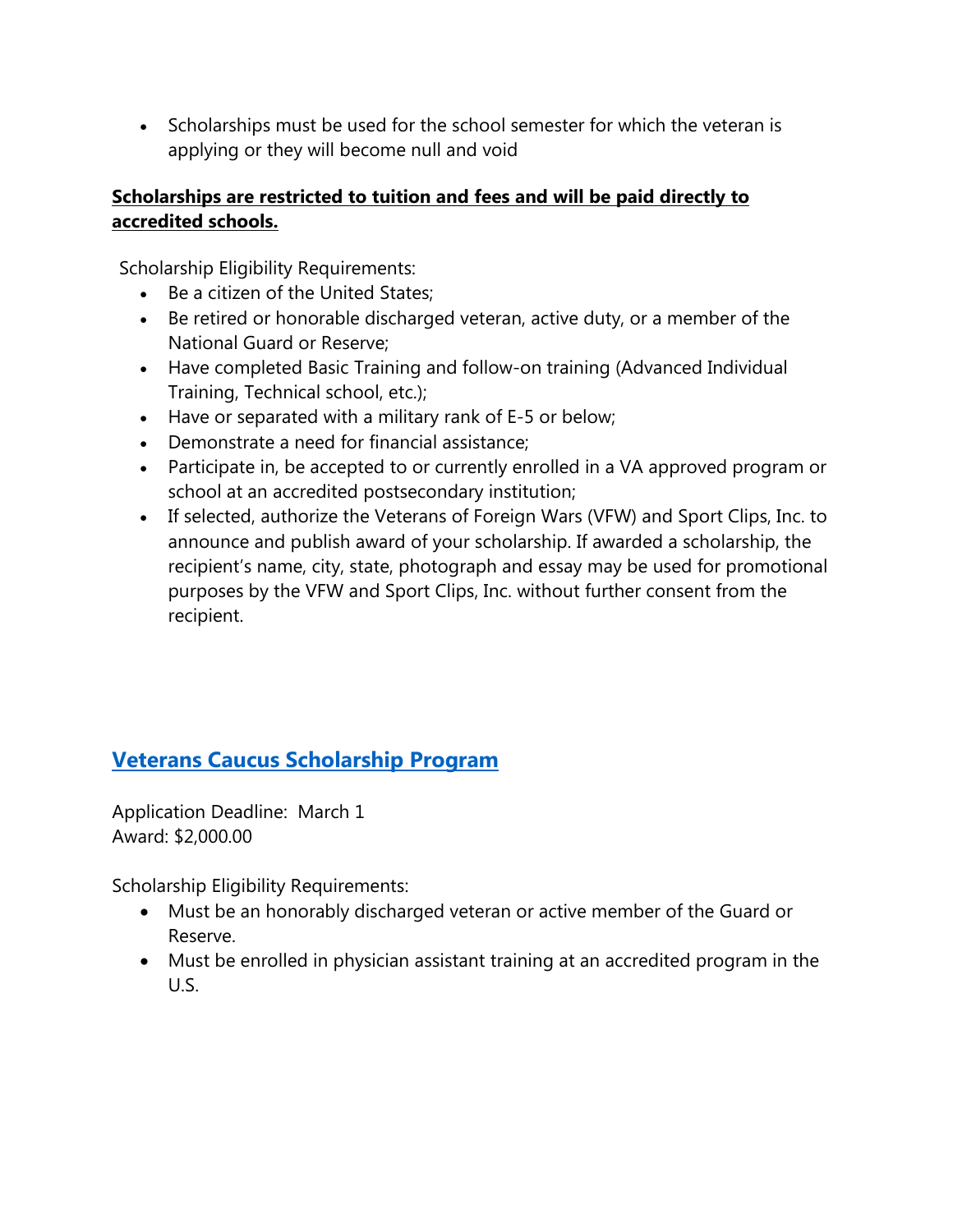- Scholarships must be used for the school semester for which the veteran is applying or they will become null and void

**Scholarships are restricted to tuition and fees and will be paid directly to accredited schools.**

Scholarship Eligibility Requirements:

- Be a citizen of the United States;
- Be retired or honorable discharged veteran, active duty, or a member of the National Guard or Reserve;
- Have completed Basic Training and follow-on training (Advanced Individual Training, Technical school, etc.);
- Have or separated with a military rank of E-5 or below;
- Demonstrate a need for financial assistance;
- Participate in, be accepted to or currently enrolled in a VA approved program or school at an accredited postsecondary institution;
- If selected, authorize the Veterans of Foreign Wars (VFW) and Sport Clips, Inc. to announce and publish award of your scholarship. If awarded a scholarship, the recipient's name, city, state, photograph and essay may be used for promotional purposes by the VFW and Sport Clips, Inc. without further consent from the recipient.

## Veterans Caucus Scholarship Program

Application Deadline: March 1
Award: $2,000.00

Scholarship Eligibility Requirements:

- Must be an honorably discharged veteran or active member of the Guard or Reserve.
- Must be enrolled in physician assistant training at an accredited program in the U.S.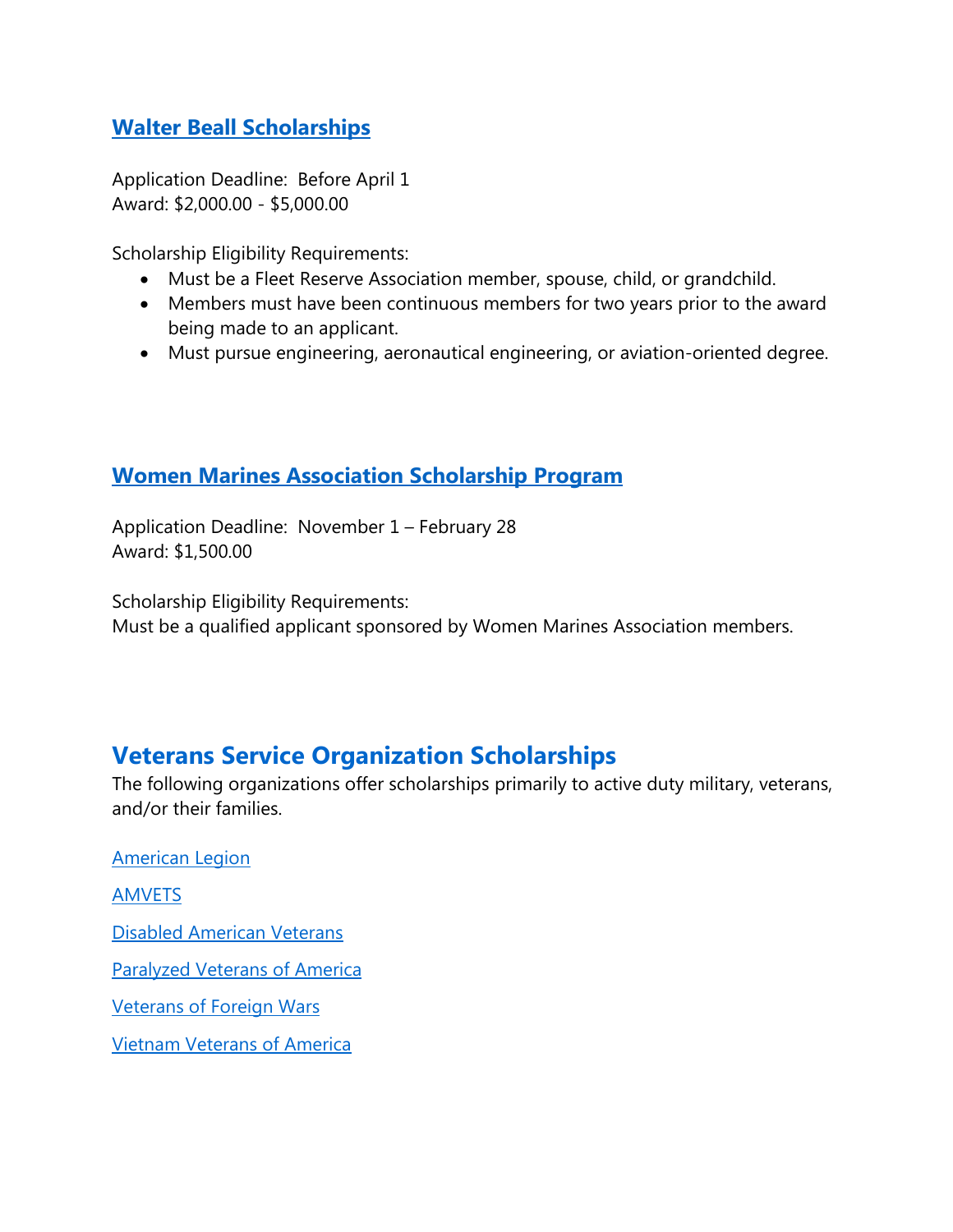### Walter Beall Scholarships

Application Deadline: Before April 1
Award: $2,000.00 - $5,000.00

Scholarship Eligibility Requirements:

- Must be a Fleet Reserve Association member, spouse, child, or grandchild.
- Members must have been continuous members for two years prior to the award being made to an applicant.
- Must pursue engineering, aeronautical engineering, or aviation-oriented degree.

### Women Marines Association Scholarship Program

Application Deadline: November 1 – February 28
Award: $1,500.00

Scholarship Eligibility Requirements:
Must be a qualified applicant sponsored by Women Marines Association members.

## Veterans Service Organization Scholarships

The following organizations offer scholarships primarily to active duty military, veterans, and/or their families.

American Legion

AMVETS

Disabled American Veterans

Paralyzed Veterans of America

Veterans of Foreign Wars

Vietnam Veterans of America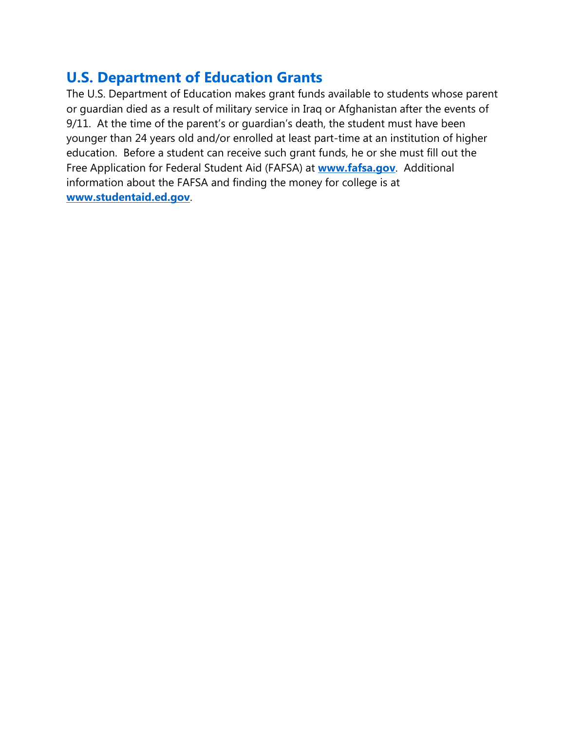## U.S. Department of Education Grants

The U.S. Department of Education makes grant funds available to students whose parent or guardian died as a result of military service in Iraq or Afghanistan after the events of 9/11. At the time of the parent's or guardian's death, the student must have been younger than 24 years old and/or enrolled at least part-time at an institution of higher education. Before a student can receive such grant funds, he or she must fill out the Free Application for Federal Student Aid (FAFSA) at **www.fafsa.gov**. Additional information about the FAFSA and finding the money for college is at **www.studentaid.ed.gov**.